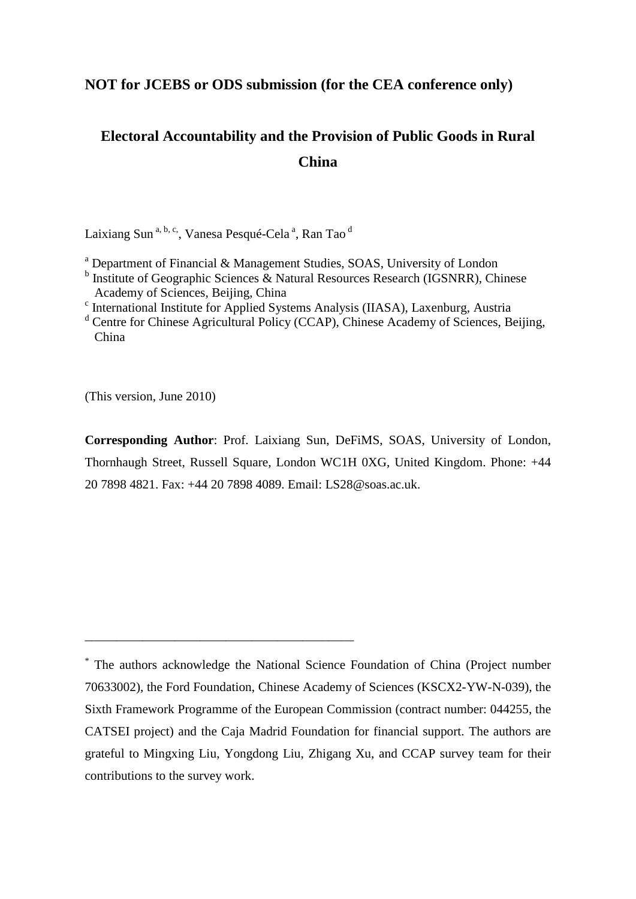**NOT for JCEBS or ODS submission (for the CEA conference only)**

# Electoral Accountability and the Provision of Public Goods in Rural China

Laixiang Sun [a, b, c,], Vanesa Pesqué-Cela [a], Ran Tao [d]

[a] Department of Financial & Management Studies, SOAS, University of London
[b] Institute of Geographic Sciences & Natural Resources Research (IGSNRR), Chinese Academy of Sciences, Beijing, China
[c] International Institute for Applied Systems Analysis (IIASA), Laxenburg, Austria
[d] Centre for Chinese Agricultural Policy (CCAP), Chinese Academy of Sciences, Beijing, China

(This version, June 2010)

**Corresponding Author**: Prof. Laixiang Sun, DeFiMS, SOAS, University of London, Thornhaugh Street, Russell Square, London WC1H 0XG, United Kingdom. Phone: +44 20 7898 4821. Fax: +44 20 7898 4089. Email: LS28@soas.ac.uk.

---

[*] The authors acknowledge the National Science Foundation of China (Project number 70633002), the Ford Foundation, Chinese Academy of Sciences (KSCX2-YW-N-039), the Sixth Framework Programme of the European Commission (contract number: 044255, the CATSEI project) and the Caja Madrid Foundation for financial support. The authors are grateful to Mingxing Liu, Yongdong Liu, Zhigang Xu, and CCAP survey team for their contributions to the survey work.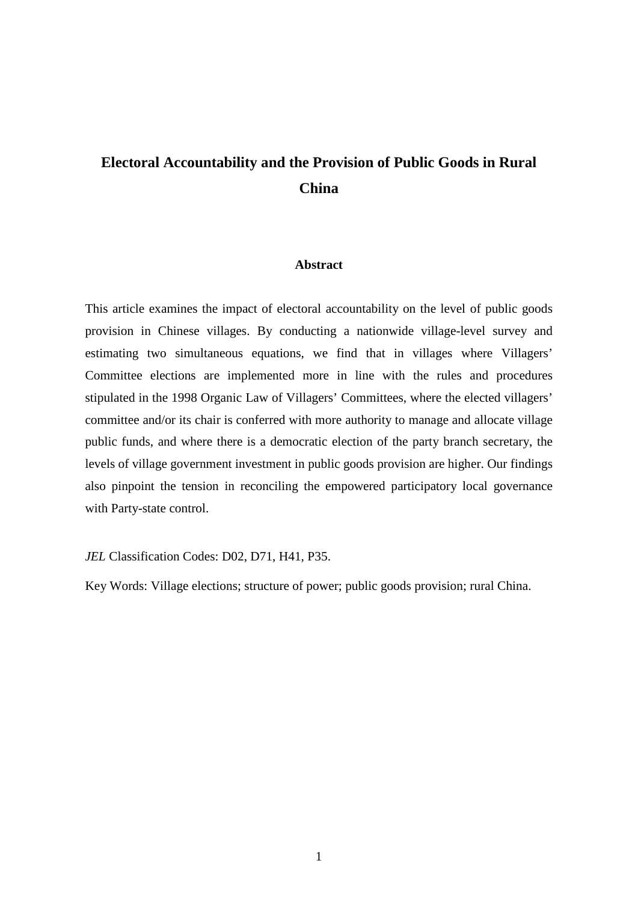# Electoral Accountability and the Provision of Public Goods in Rural China

### Abstract

This article examines the impact of electoral accountability on the level of public goods provision in Chinese villages. By conducting a nationwide village-level survey and estimating two simultaneous equations, we find that in villages where Villagers' Committee elections are implemented more in line with the rules and procedures stipulated in the 1998 Organic Law of Villagers' Committees, where the elected villagers' committee and/or its chair is conferred with more authority to manage and allocate village public funds, and where there is a democratic election of the party branch secretary, the levels of village government investment in public goods provision are higher. Our findings also pinpoint the tension in reconciling the empowered participatory local governance with Party-state control.

*JEL* Classification Codes: D02, D71, H41, P35.

Key Words: Village elections; structure of power; public goods provision; rural China.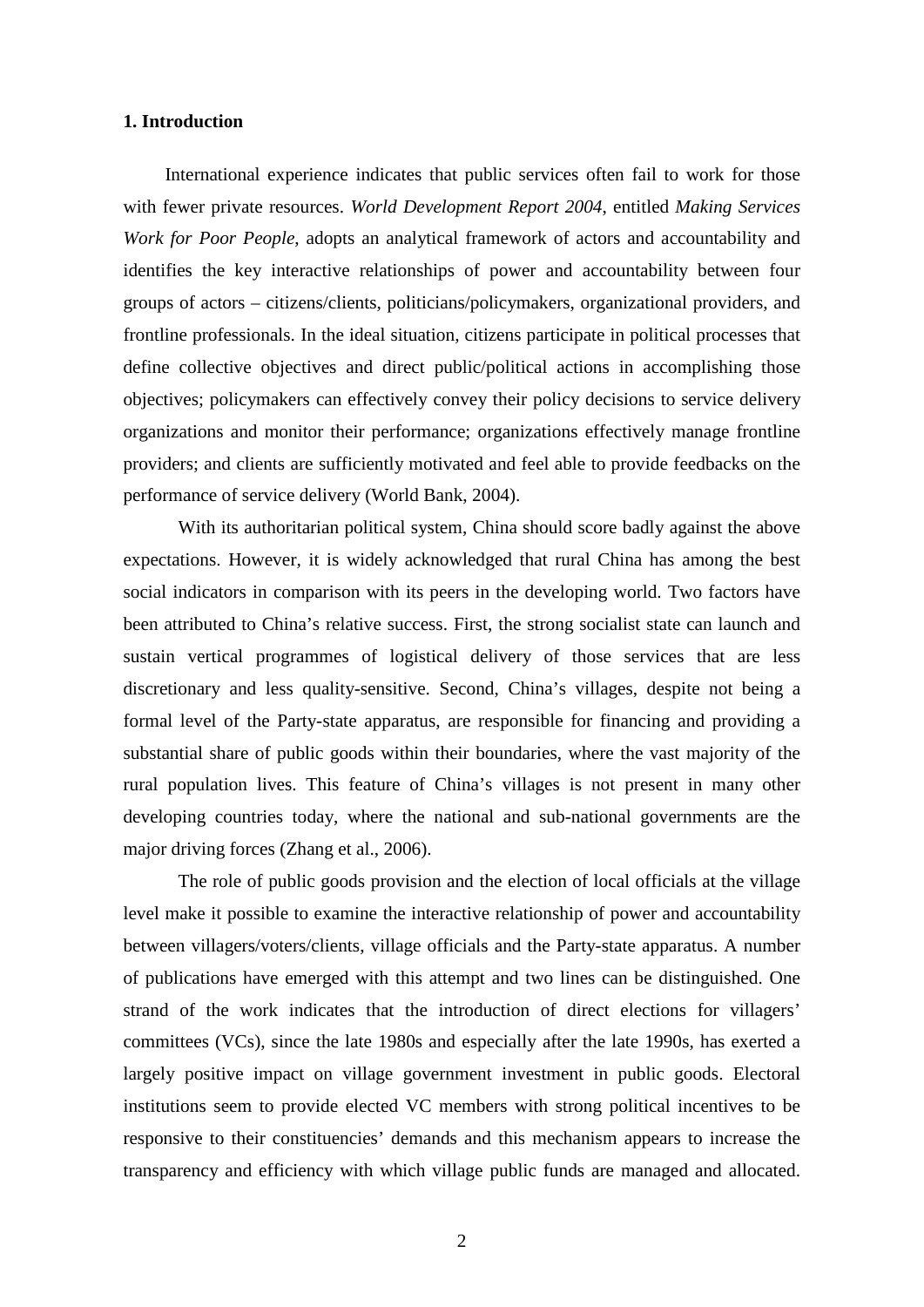### 1. Introduction

International experience indicates that public services often fail to work for those with fewer private resources. *World Development Report 2004*, entitled *Making Services Work for Poor People*, adopts an analytical framework of actors and accountability and identifies the key interactive relationships of power and accountability between four groups of actors – citizens/clients, politicians/policymakers, organizational providers, and frontline professionals. In the ideal situation, citizens participate in political processes that define collective objectives and direct public/political actions in accomplishing those objectives; policymakers can effectively convey their policy decisions to service delivery organizations and monitor their performance; organizations effectively manage frontline providers; and clients are sufficiently motivated and feel able to provide feedbacks on the performance of service delivery (World Bank, 2004).

With its authoritarian political system, China should score badly against the above expectations. However, it is widely acknowledged that rural China has among the best social indicators in comparison with its peers in the developing world. Two factors have been attributed to China's relative success. First, the strong socialist state can launch and sustain vertical programmes of logistical delivery of those services that are less discretionary and less quality-sensitive. Second, China's villages, despite not being a formal level of the Party-state apparatus, are responsible for financing and providing a substantial share of public goods within their boundaries, where the vast majority of the rural population lives. This feature of China's villages is not present in many other developing countries today, where the national and sub-national governments are the major driving forces (Zhang et al., 2006).

The role of public goods provision and the election of local officials at the village level make it possible to examine the interactive relationship of power and accountability between villagers/voters/clients, village officials and the Party-state apparatus. A number of publications have emerged with this attempt and two lines can be distinguished. One strand of the work indicates that the introduction of direct elections for villagers' committees (VCs), since the late 1980s and especially after the late 1990s, has exerted a largely positive impact on village government investment in public goods. Electoral institutions seem to provide elected VC members with strong political incentives to be responsive to their constituencies' demands and this mechanism appears to increase the transparency and efficiency with which village public funds are managed and allocated.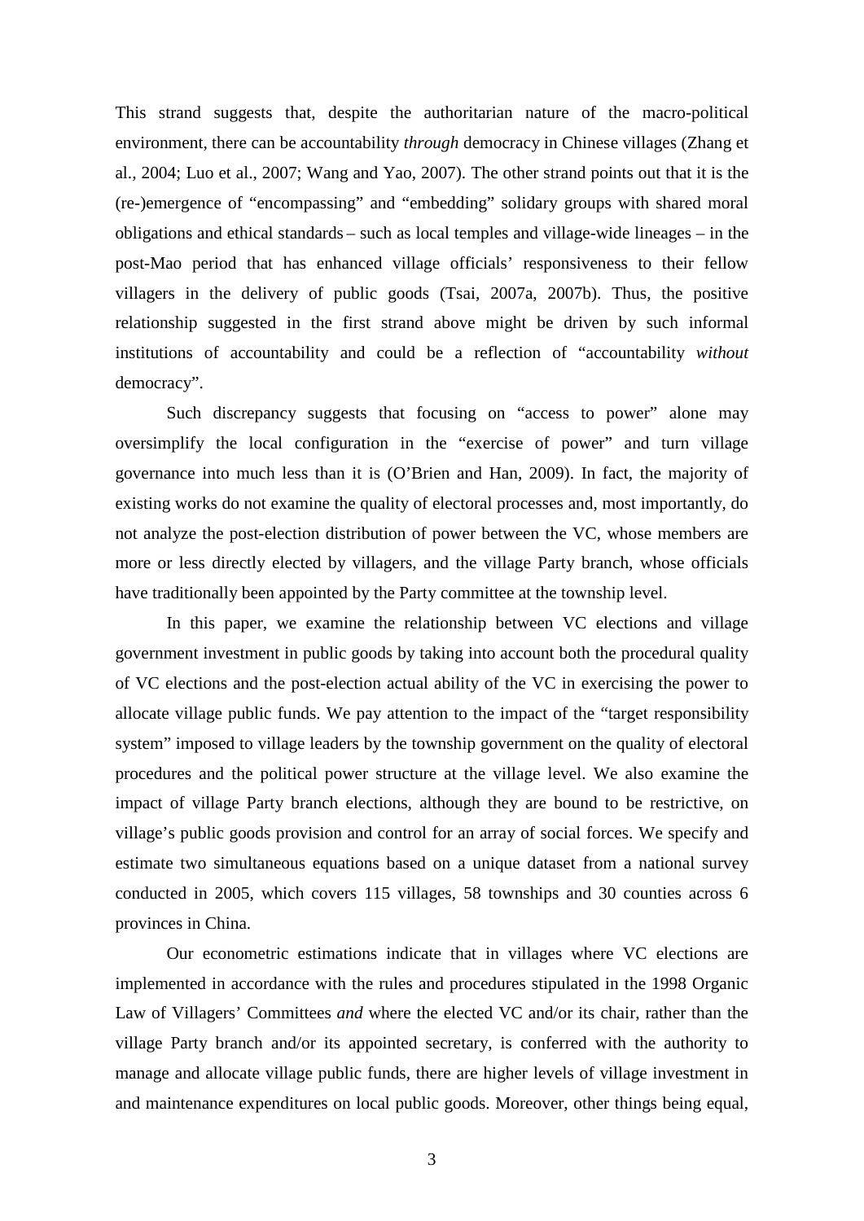This strand suggests that, despite the authoritarian nature of the macro-political environment, there can be accountability *through* democracy in Chinese villages (Zhang et al., 2004; Luo et al., 2007; Wang and Yao, 2007). The other strand points out that it is the (re-)emergence of "encompassing" and "embedding" solidary groups with shared moral obligations and ethical standards – such as local temples and village-wide lineages – in the post-Mao period that has enhanced village officials' responsiveness to their fellow villagers in the delivery of public goods (Tsai, 2007a, 2007b). Thus, the positive relationship suggested in the first strand above might be driven by such informal institutions of accountability and could be a reflection of "accountability *without* democracy".

Such discrepancy suggests that focusing on "access to power" alone may oversimplify the local configuration in the "exercise of power" and turn village governance into much less than it is (O'Brien and Han, 2009). In fact, the majority of existing works do not examine the quality of electoral processes and, most importantly, do not analyze the post-election distribution of power between the VC, whose members are more or less directly elected by villagers, and the village Party branch, whose officials have traditionally been appointed by the Party committee at the township level.

In this paper, we examine the relationship between VC elections and village government investment in public goods by taking into account both the procedural quality of VC elections and the post-election actual ability of the VC in exercising the power to allocate village public funds. We pay attention to the impact of the "target responsibility system" imposed to village leaders by the township government on the quality of electoral procedures and the political power structure at the village level. We also examine the impact of village Party branch elections, although they are bound to be restrictive, on village's public goods provision and control for an array of social forces. We specify and estimate two simultaneous equations based on a unique dataset from a national survey conducted in 2005, which covers 115 villages, 58 townships and 30 counties across 6 provinces in China.

Our econometric estimations indicate that in villages where VC elections are implemented in accordance with the rules and procedures stipulated in the 1998 Organic Law of Villagers' Committees *and* where the elected VC and/or its chair, rather than the village Party branch and/or its appointed secretary, is conferred with the authority to manage and allocate village public funds, there are higher levels of village investment in and maintenance expenditures on local public goods. Moreover, other things being equal,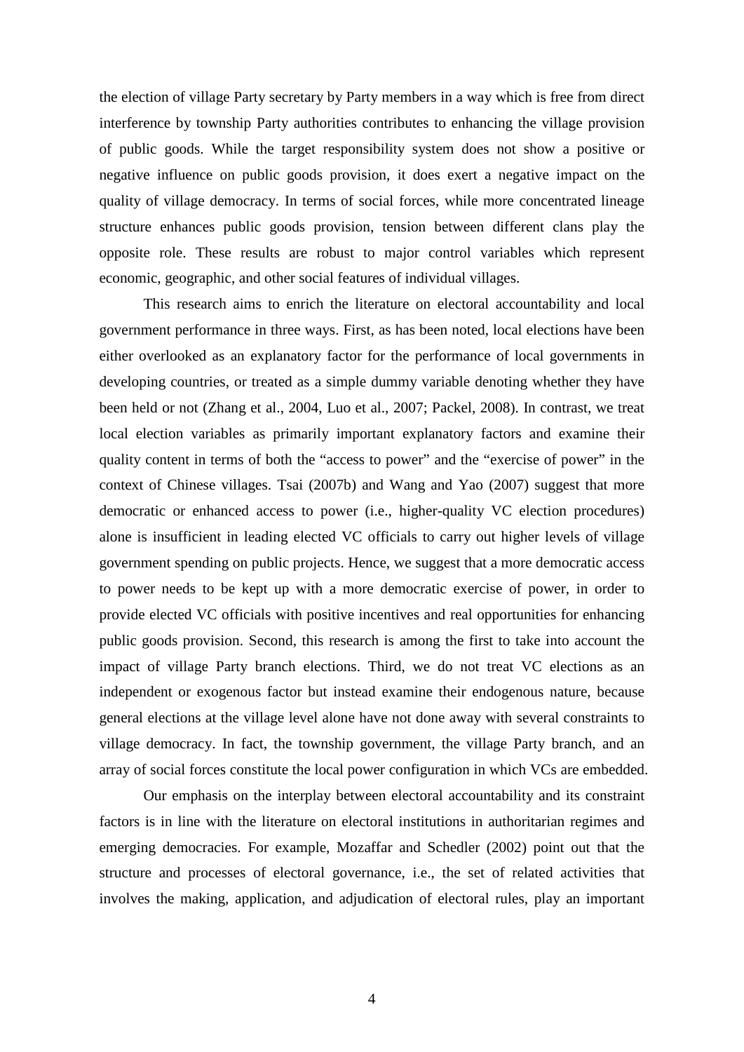the election of village Party secretary by Party members in a way which is free from direct interference by township Party authorities contributes to enhancing the village provision of public goods. While the target responsibility system does not show a positive or negative influence on public goods provision, it does exert a negative impact on the quality of village democracy. In terms of social forces, while more concentrated lineage structure enhances public goods provision, tension between different clans play the opposite role. These results are robust to major control variables which represent economic, geographic, and other social features of individual villages.

This research aims to enrich the literature on electoral accountability and local government performance in three ways. First, as has been noted, local elections have been either overlooked as an explanatory factor for the performance of local governments in developing countries, or treated as a simple dummy variable denoting whether they have been held or not (Zhang et al., 2004, Luo et al., 2007; Packel, 2008). In contrast, we treat local election variables as primarily important explanatory factors and examine their quality content in terms of both the "access to power" and the "exercise of power" in the context of Chinese villages. Tsai (2007b) and Wang and Yao (2007) suggest that more democratic or enhanced access to power (i.e., higher-quality VC election procedures) alone is insufficient in leading elected VC officials to carry out higher levels of village government spending on public projects. Hence, we suggest that a more democratic access to power needs to be kept up with a more democratic exercise of power, in order to provide elected VC officials with positive incentives and real opportunities for enhancing public goods provision. Second, this research is among the first to take into account the impact of village Party branch elections. Third, we do not treat VC elections as an independent or exogenous factor but instead examine their endogenous nature, because general elections at the village level alone have not done away with several constraints to village democracy. In fact, the township government, the village Party branch, and an array of social forces constitute the local power configuration in which VCs are embedded.

Our emphasis on the interplay between electoral accountability and its constraint factors is in line with the literature on electoral institutions in authoritarian regimes and emerging democracies. For example, Mozaffar and Schedler (2002) point out that the structure and processes of electoral governance, i.e., the set of related activities that involves the making, application, and adjudication of electoral rules, play an important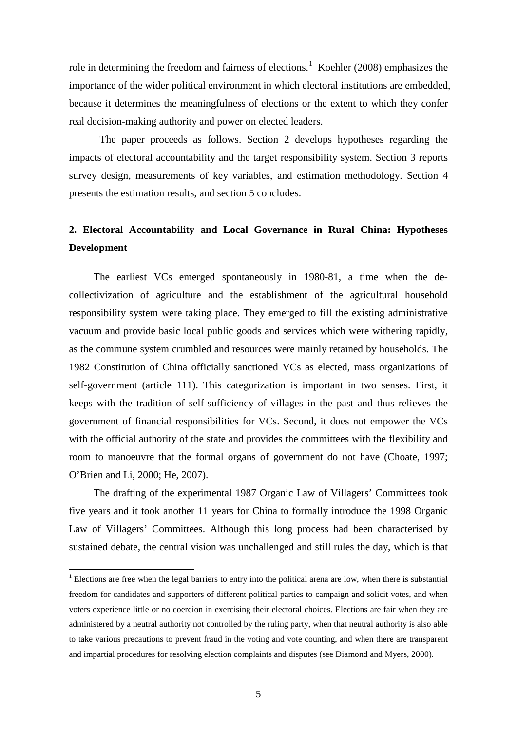role in determining the freedom and fairness of elections.[1] Koehler (2008) emphasizes the importance of the wider political environment in which electoral institutions are embedded, because it determines the meaningfulness of elections or the extent to which they confer real decision-making authority and power on elected leaders.

The paper proceeds as follows. Section 2 develops hypotheses regarding the impacts of electoral accountability and the target responsibility system. Section 3 reports survey design, measurements of key variables, and estimation methodology. Section 4 presents the estimation results, and section 5 concludes.

## 2. Electoral Accountability and Local Governance in Rural China: Hypotheses Development

The earliest VCs emerged spontaneously in 1980-81, a time when the de-collectivization of agriculture and the establishment of the agricultural household responsibility system were taking place. They emerged to fill the existing administrative vacuum and provide basic local public goods and services which were withering rapidly, as the commune system crumbled and resources were mainly retained by households. The 1982 Constitution of China officially sanctioned VCs as elected, mass organizations of self-government (article 111). This categorization is important in two senses. First, it keeps with the tradition of self-sufficiency of villages in the past and thus relieves the government of financial responsibilities for VCs. Second, it does not empower the VCs with the official authority of the state and provides the committees with the flexibility and room to manoeuvre that the formal organs of government do not have (Choate, 1997; O'Brien and Li, 2000; He, 2007).

The drafting of the experimental 1987 Organic Law of Villagers' Committees took five years and it took another 11 years for China to formally introduce the 1998 Organic Law of Villagers' Committees. Although this long process had been characterised by sustained debate, the central vision was unchallenged and still rules the day, which is that

---

[1] Elections are free when the legal barriers to entry into the political arena are low, when there is substantial freedom for candidates and supporters of different political parties to campaign and solicit votes, and when voters experience little or no coercion in exercising their electoral choices. Elections are fair when they are administered by a neutral authority not controlled by the ruling party, when that neutral authority is also able to take various precautions to prevent fraud in the voting and vote counting, and when there are transparent and impartial procedures for resolving election complaints and disputes (see Diamond and Myers, 2000).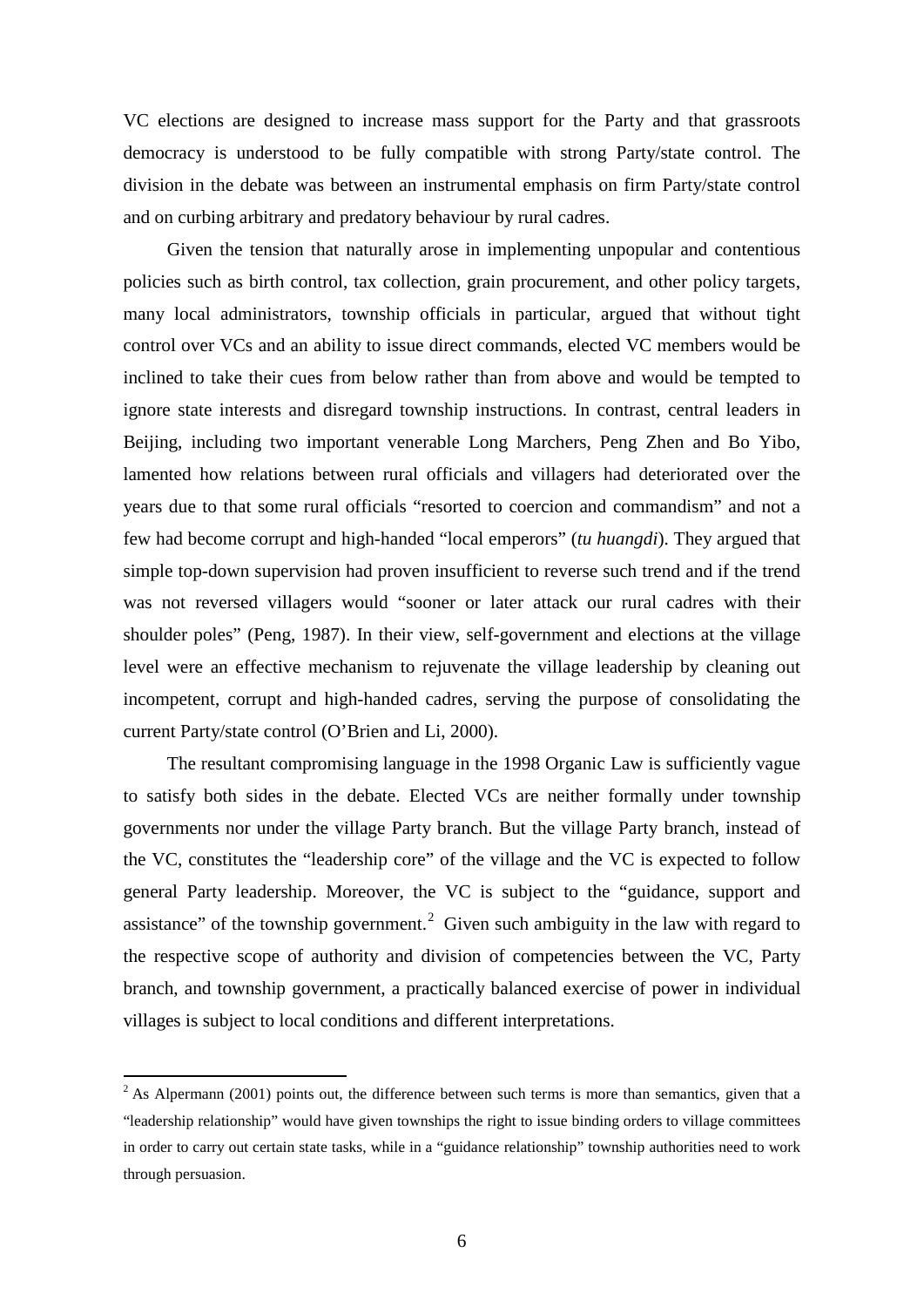VC elections are designed to increase mass support for the Party and that grassroots democracy is understood to be fully compatible with strong Party/state control. The division in the debate was between an instrumental emphasis on firm Party/state control and on curbing arbitrary and predatory behaviour by rural cadres.

Given the tension that naturally arose in implementing unpopular and contentious policies such as birth control, tax collection, grain procurement, and other policy targets, many local administrators, township officials in particular, argued that without tight control over VCs and an ability to issue direct commands, elected VC members would be inclined to take their cues from below rather than from above and would be tempted to ignore state interests and disregard township instructions. In contrast, central leaders in Beijing, including two important venerable Long Marchers, Peng Zhen and Bo Yibo, lamented how relations between rural officials and villagers had deteriorated over the years due to that some rural officials "resorted to coercion and commandism" and not a few had become corrupt and high-handed "local emperors" (*tu huangdi*). They argued that simple top-down supervision had proven insufficient to reverse such trend and if the trend was not reversed villagers would "sooner or later attack our rural cadres with their shoulder poles" (Peng, 1987). In their view, self-government and elections at the village level were an effective mechanism to rejuvenate the village leadership by cleaning out incompetent, corrupt and high-handed cadres, serving the purpose of consolidating the current Party/state control (O'Brien and Li, 2000).

The resultant compromising language in the 1998 Organic Law is sufficiently vague to satisfy both sides in the debate. Elected VCs are neither formally under township governments nor under the village Party branch. But the village Party branch, instead of the VC, constitutes the "leadership core" of the village and the VC is expected to follow general Party leadership. Moreover, the VC is subject to the "guidance, support and assistance" of the township government.[2] Given such ambiguity in the law with regard to the respective scope of authority and division of competencies between the VC, Party branch, and township government, a practically balanced exercise of power in individual villages is subject to local conditions and different interpretations.

[2] As Alpermann (2001) points out, the difference between such terms is more than semantics, given that a "leadership relationship" would have given townships the right to issue binding orders to village committees in order to carry out certain state tasks, while in a "guidance relationship" township authorities need to work through persuasion.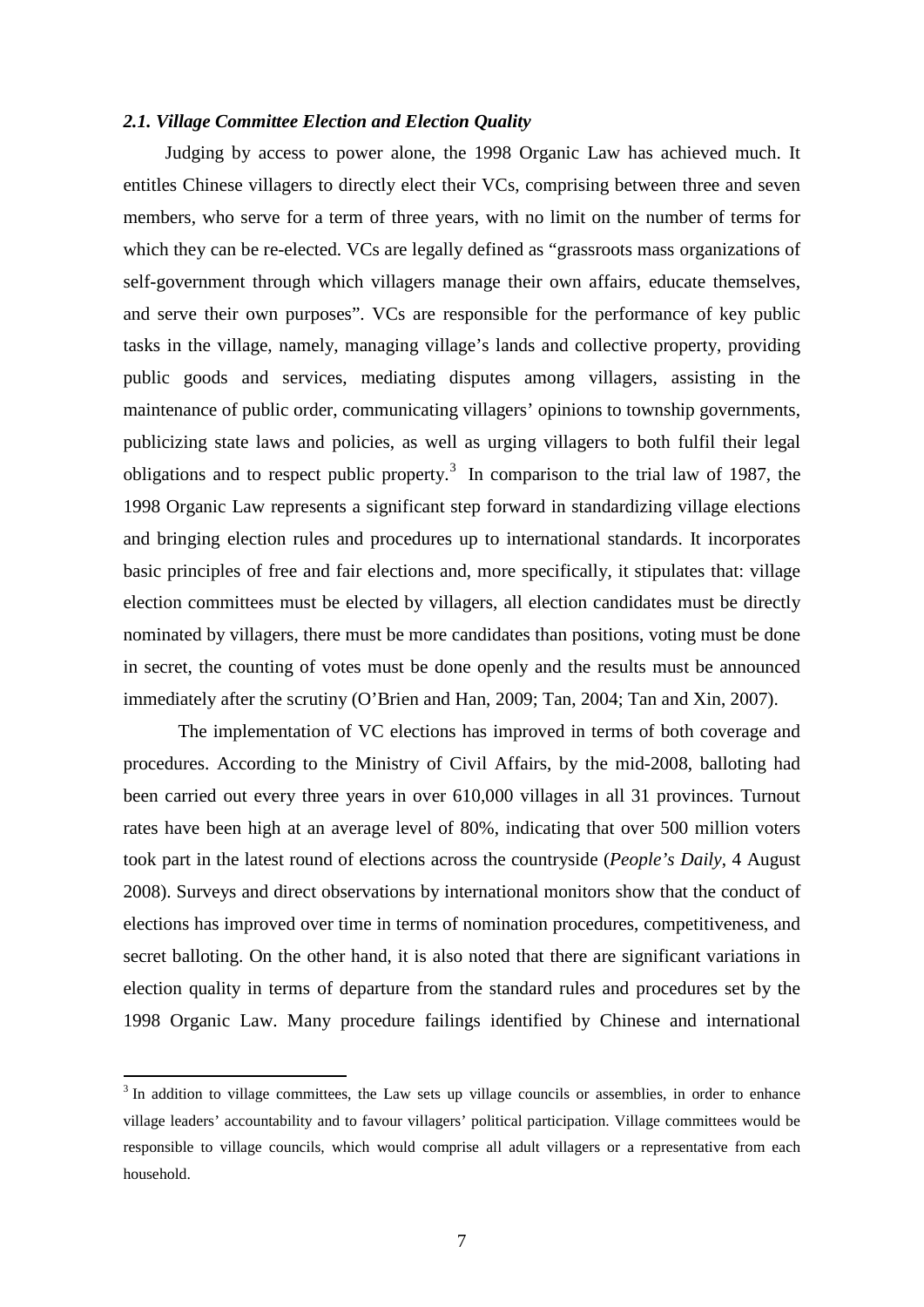### *2.1. Village Committee Election and Election Quality*

Judging by access to power alone, the 1998 Organic Law has achieved much. It entitles Chinese villagers to directly elect their VCs, comprising between three and seven members, who serve for a term of three years, with no limit on the number of terms for which they can be re-elected. VCs are legally defined as "grassroots mass organizations of self-government through which villagers manage their own affairs, educate themselves, and serve their own purposes". VCs are responsible for the performance of key public tasks in the village, namely, managing village's lands and collective property, providing public goods and services, mediating disputes among villagers, assisting in the maintenance of public order, communicating villagers' opinions to township governments, publicizing state laws and policies, as well as urging villagers to both fulfil their legal obligations and to respect public property.[3] In comparison to the trial law of 1987, the 1998 Organic Law represents a significant step forward in standardizing village elections and bringing election rules and procedures up to international standards. It incorporates basic principles of free and fair elections and, more specifically, it stipulates that: village election committees must be elected by villagers, all election candidates must be directly nominated by villagers, there must be more candidates than positions, voting must be done in secret, the counting of votes must be done openly and the results must be announced immediately after the scrutiny (O'Brien and Han, 2009; Tan, 2004; Tan and Xin, 2007).

The implementation of VC elections has improved in terms of both coverage and procedures. According to the Ministry of Civil Affairs, by the mid-2008, balloting had been carried out every three years in over 610,000 villages in all 31 provinces. Turnout rates have been high at an average level of 80%, indicating that over 500 million voters took part in the latest round of elections across the countryside (*People's Daily*, 4 August 2008). Surveys and direct observations by international monitors show that the conduct of elections has improved over time in terms of nomination procedures, competitiveness, and secret balloting. On the other hand, it is also noted that there are significant variations in election quality in terms of departure from the standard rules and procedures set by the 1998 Organic Law. Many procedure failings identified by Chinese and international

[3] In addition to village committees, the Law sets up village councils or assemblies, in order to enhance village leaders' accountability and to favour villagers' political participation. Village committees would be responsible to village councils, which would comprise all adult villagers or a representative from each household.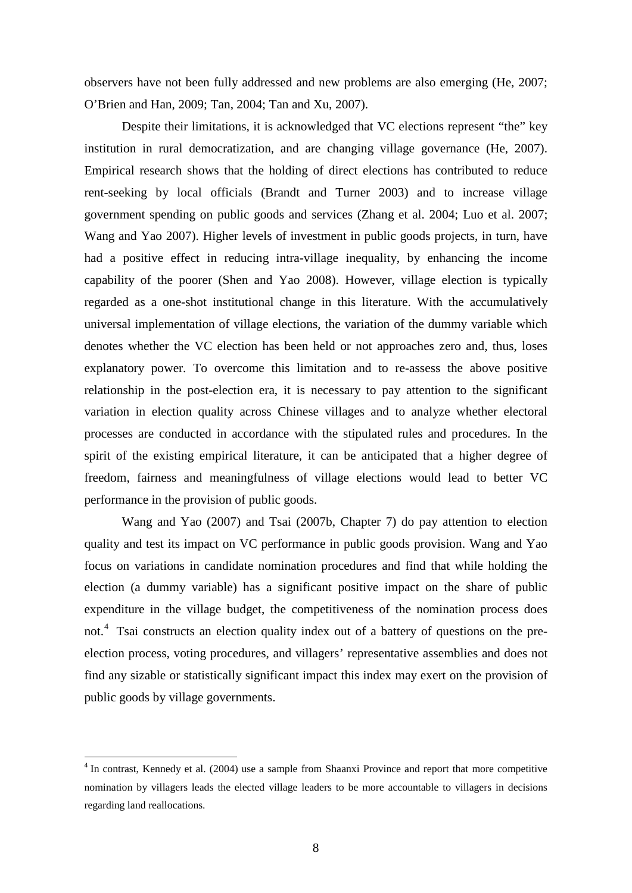observers have not been fully addressed and new problems are also emerging (He, 2007; O'Brien and Han, 2009; Tan, 2004; Tan and Xu, 2007).

Despite their limitations, it is acknowledged that VC elections represent "the" key institution in rural democratization, and are changing village governance (He, 2007). Empirical research shows that the holding of direct elections has contributed to reduce rent-seeking by local officials (Brandt and Turner 2003) and to increase village government spending on public goods and services (Zhang et al. 2004; Luo et al. 2007; Wang and Yao 2007). Higher levels of investment in public goods projects, in turn, have had a positive effect in reducing intra-village inequality, by enhancing the income capability of the poorer (Shen and Yao 2008). However, village election is typically regarded as a one-shot institutional change in this literature. With the accumulatively universal implementation of village elections, the variation of the dummy variable which denotes whether the VC election has been held or not approaches zero and, thus, loses explanatory power. To overcome this limitation and to re-assess the above positive relationship in the post-election era, it is necessary to pay attention to the significant variation in election quality across Chinese villages and to analyze whether electoral processes are conducted in accordance with the stipulated rules and procedures. In the spirit of the existing empirical literature, it can be anticipated that a higher degree of freedom, fairness and meaningfulness of village elections would lead to better VC performance in the provision of public goods.

Wang and Yao (2007) and Tsai (2007b, Chapter 7) do pay attention to election quality and test its impact on VC performance in public goods provision. Wang and Yao focus on variations in candidate nomination procedures and find that while holding the election (a dummy variable) has a significant positive impact on the share of public expenditure in the village budget, the competitiveness of the nomination process does not.[4] Tsai constructs an election quality index out of a battery of questions on the pre-election process, voting procedures, and villagers' representative assemblies and does not find any sizable or statistically significant impact this index may exert on the provision of public goods by village governments.

[4] In contrast, Kennedy et al. (2004) use a sample from Shaanxi Province and report that more competitive nomination by villagers leads the elected village leaders to be more accountable to villagers in decisions regarding land reallocations.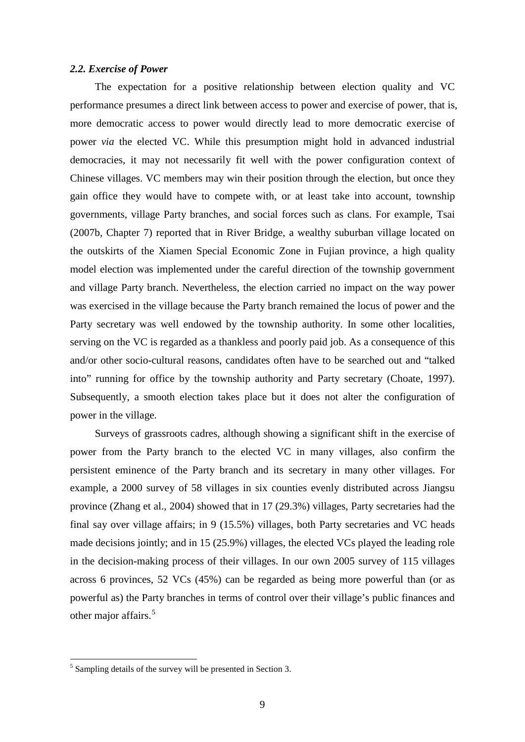### *2.2. Exercise of Power*

The expectation for a positive relationship between election quality and VC performance presumes a direct link between access to power and exercise of power, that is, more democratic access to power would directly lead to more democratic exercise of power *via* the elected VC. While this presumption might hold in advanced industrial democracies, it may not necessarily fit well with the power configuration context of Chinese villages. VC members may win their position through the election, but once they gain office they would have to compete with, or at least take into account, township governments, village Party branches, and social forces such as clans. For example, Tsai (2007b, Chapter 7) reported that in River Bridge, a wealthy suburban village located on the outskirts of the Xiamen Special Economic Zone in Fujian province, a high quality model election was implemented under the careful direction of the township government and village Party branch. Nevertheless, the election carried no impact on the way power was exercised in the village because the Party branch remained the locus of power and the Party secretary was well endowed by the township authority. In some other localities, serving on the VC is regarded as a thankless and poorly paid job. As a consequence of this and/or other socio-cultural reasons, candidates often have to be searched out and "talked into" running for office by the township authority and Party secretary (Choate, 1997). Subsequently, a smooth election takes place but it does not alter the configuration of power in the village.

Surveys of grassroots cadres, although showing a significant shift in the exercise of power from the Party branch to the elected VC in many villages, also confirm the persistent eminence of the Party branch and its secretary in many other villages. For example, a 2000 survey of 58 villages in six counties evenly distributed across Jiangsu province (Zhang et al., 2004) showed that in 17 (29.3%) villages, Party secretaries had the final say over village affairs; in 9 (15.5%) villages, both Party secretaries and VC heads made decisions jointly; and in 15 (25.9%) villages, the elected VCs played the leading role in the decision-making process of their villages. In our own 2005 survey of 115 villages across 6 provinces, 52 VCs (45%) can be regarded as being more powerful than (or as powerful as) the Party branches in terms of control over their village's public finances and other major affairs.[5]

---

[5] Sampling details of the survey will be presented in Section 3.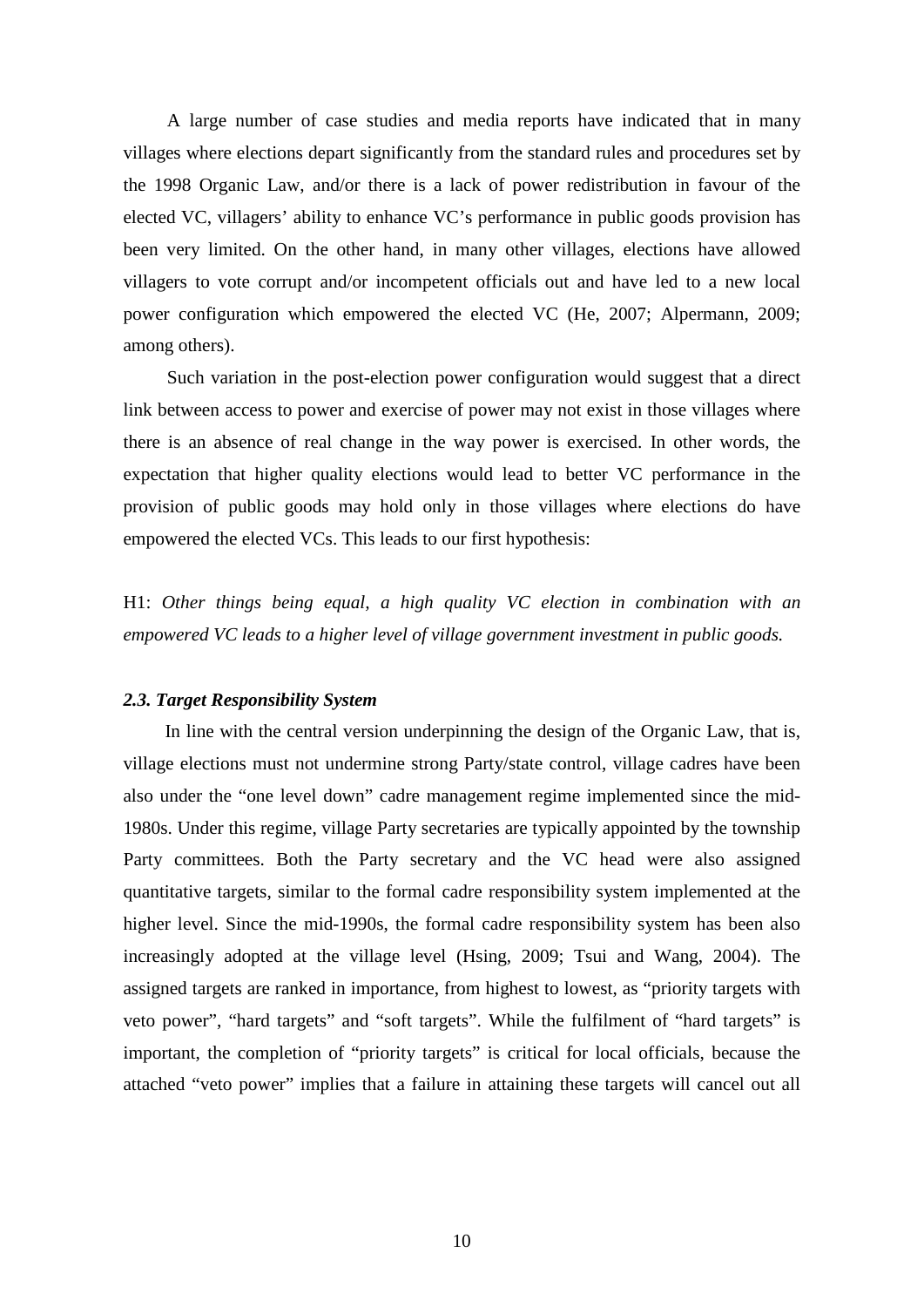A large number of case studies and media reports have indicated that in many villages where elections depart significantly from the standard rules and procedures set by the 1998 Organic Law, and/or there is a lack of power redistribution in favour of the elected VC, villagers' ability to enhance VC's performance in public goods provision has been very limited. On the other hand, in many other villages, elections have allowed villagers to vote corrupt and/or incompetent officials out and have led to a new local power configuration which empowered the elected VC (He, 2007; Alpermann, 2009; among others).

Such variation in the post-election power configuration would suggest that a direct link between access to power and exercise of power may not exist in those villages where there is an absence of real change in the way power is exercised. In other words, the expectation that higher quality elections would lead to better VC performance in the provision of public goods may hold only in those villages where elections do have empowered the elected VCs. This leads to our first hypothesis:

H1: *Other things being equal, a high quality VC election in combination with an empowered VC leads to a higher level of village government investment in public goods.*

### *2.3. Target Responsibility System*

In line with the central version underpinning the design of the Organic Law, that is, village elections must not undermine strong Party/state control, village cadres have been also under the "one level down" cadre management regime implemented since the mid-1980s. Under this regime, village Party secretaries are typically appointed by the township Party committees. Both the Party secretary and the VC head were also assigned quantitative targets, similar to the formal cadre responsibility system implemented at the higher level. Since the mid-1990s, the formal cadre responsibility system has been also increasingly adopted at the village level (Hsing, 2009; Tsui and Wang, 2004). The assigned targets are ranked in importance, from highest to lowest, as "priority targets with veto power", "hard targets" and "soft targets". While the fulfilment of "hard targets" is important, the completion of "priority targets" is critical for local officials, because the attached "veto power" implies that a failure in attaining these targets will cancel out all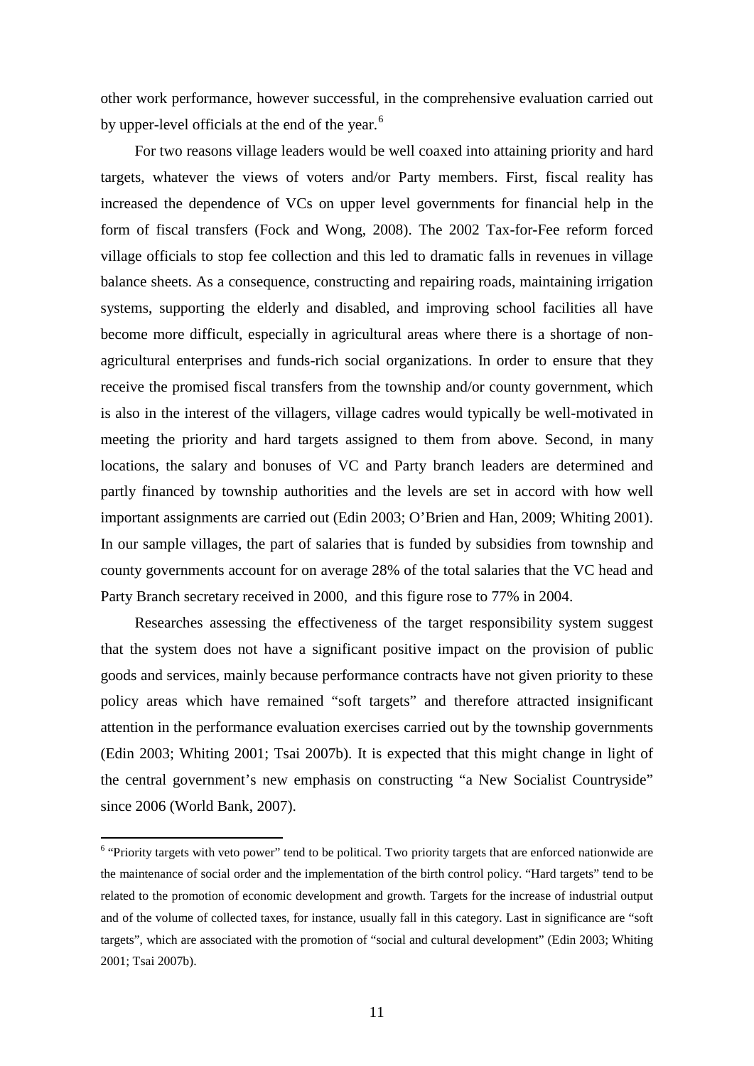other work performance, however successful, in the comprehensive evaluation carried out by upper-level officials at the end of the year.[6]

For two reasons village leaders would be well coaxed into attaining priority and hard targets, whatever the views of voters and/or Party members. First, fiscal reality has increased the dependence of VCs on upper level governments for financial help in the form of fiscal transfers (Fock and Wong, 2008). The 2002 Tax-for-Fee reform forced village officials to stop fee collection and this led to dramatic falls in revenues in village balance sheets. As a consequence, constructing and repairing roads, maintaining irrigation systems, supporting the elderly and disabled, and improving school facilities all have become more difficult, especially in agricultural areas where there is a shortage of non-agricultural enterprises and funds-rich social organizations. In order to ensure that they receive the promised fiscal transfers from the township and/or county government, which is also in the interest of the villagers, village cadres would typically be well-motivated in meeting the priority and hard targets assigned to them from above. Second, in many locations, the salary and bonuses of VC and Party branch leaders are determined and partly financed by township authorities and the levels are set in accord with how well important assignments are carried out (Edin 2003; O'Brien and Han, 2009; Whiting 2001). In our sample villages, the part of salaries that is funded by subsidies from township and county governments account for on average 28% of the total salaries that the VC head and Party Branch secretary received in 2000, and this figure rose to 77% in 2004.

Researches assessing the effectiveness of the target responsibility system suggest that the system does not have a significant positive impact on the provision of public goods and services, mainly because performance contracts have not given priority to these policy areas which have remained "soft targets" and therefore attracted insignificant attention in the performance evaluation exercises carried out by the township governments (Edin 2003; Whiting 2001; Tsai 2007b). It is expected that this might change in light of the central government's new emphasis on constructing "a New Socialist Countryside" since 2006 (World Bank, 2007).

[6] "Priority targets with veto power" tend to be political. Two priority targets that are enforced nationwide are the maintenance of social order and the implementation of the birth control policy. "Hard targets" tend to be related to the promotion of economic development and growth. Targets for the increase of industrial output and of the volume of collected taxes, for instance, usually fall in this category. Last in significance are "soft targets", which are associated with the promotion of "social and cultural development" (Edin 2003; Whiting 2001; Tsai 2007b).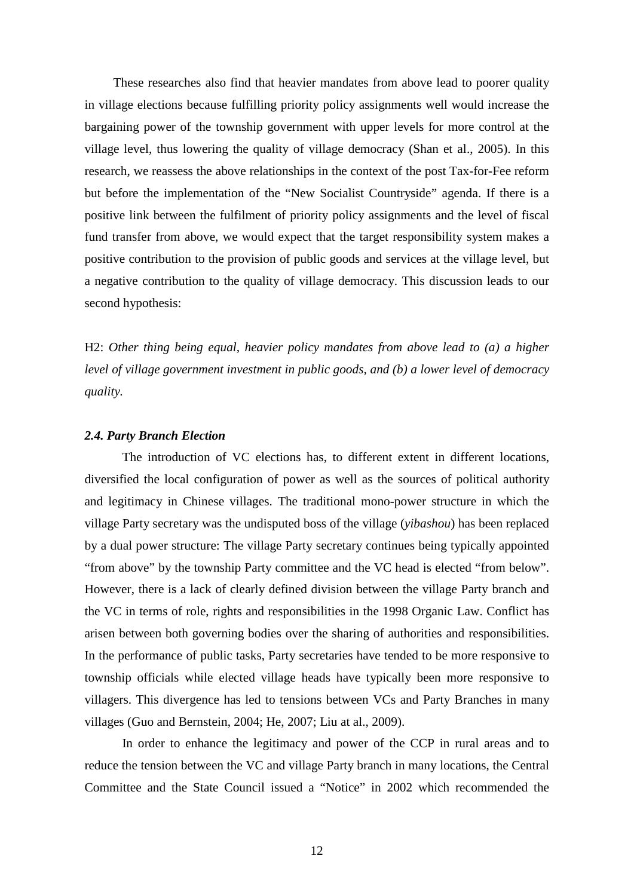These researches also find that heavier mandates from above lead to poorer quality in village elections because fulfilling priority policy assignments well would increase the bargaining power of the township government with upper levels for more control at the village level, thus lowering the quality of village democracy (Shan et al., 2005). In this research, we reassess the above relationships in the context of the post Tax-for-Fee reform but before the implementation of the "New Socialist Countryside" agenda. If there is a positive link between the fulfilment of priority policy assignments and the level of fiscal fund transfer from above, we would expect that the target responsibility system makes a positive contribution to the provision of public goods and services at the village level, but a negative contribution to the quality of village democracy. This discussion leads to our second hypothesis:

H2: *Other thing being equal, heavier policy mandates from above lead to (a) a higher level of village government investment in public goods, and (b) a lower level of democracy quality.*

### *2.4. Party Branch Election*

The introduction of VC elections has, to different extent in different locations, diversified the local configuration of power as well as the sources of political authority and legitimacy in Chinese villages. The traditional mono-power structure in which the village Party secretary was the undisputed boss of the village (*yibashou*) has been replaced by a dual power structure: The village Party secretary continues being typically appointed "from above" by the township Party committee and the VC head is elected "from below". However, there is a lack of clearly defined division between the village Party branch and the VC in terms of role, rights and responsibilities in the 1998 Organic Law. Conflict has arisen between both governing bodies over the sharing of authorities and responsibilities. In the performance of public tasks, Party secretaries have tended to be more responsive to township officials while elected village heads have typically been more responsive to villagers. This divergence has led to tensions between VCs and Party Branches in many villages (Guo and Bernstein, 2004; He, 2007; Liu at al., 2009).

In order to enhance the legitimacy and power of the CCP in rural areas and to reduce the tension between the VC and village Party branch in many locations, the Central Committee and the State Council issued a "Notice" in 2002 which recommended the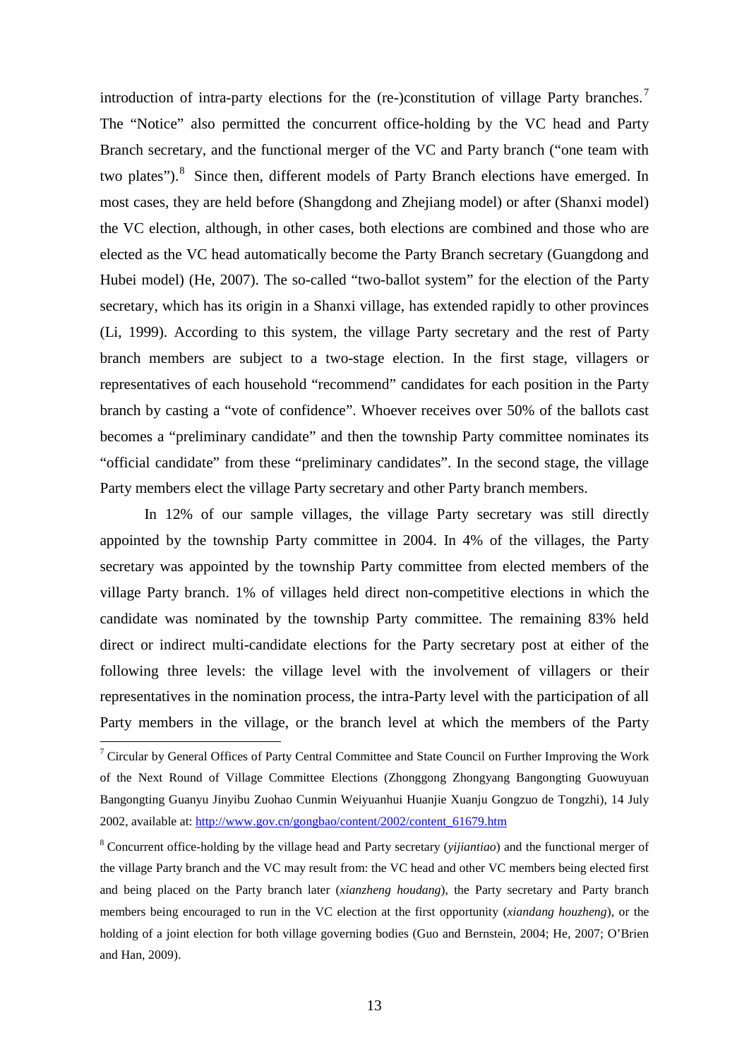introduction of intra-party elections for the (re-)constitution of village Party branches.[7] The "Notice" also permitted the concurrent office-holding by the VC head and Party Branch secretary, and the functional merger of the VC and Party branch ("one team with two plates").[8] Since then, different models of Party Branch elections have emerged. In most cases, they are held before (Shangdong and Zhejiang model) or after (Shanxi model) the VC election, although, in other cases, both elections are combined and those who are elected as the VC head automatically become the Party Branch secretary (Guangdong and Hubei model) (He, 2007). The so-called "two-ballot system" for the election of the Party secretary, which has its origin in a Shanxi village, has extended rapidly to other provinces (Li, 1999). According to this system, the village Party secretary and the rest of Party branch members are subject to a two-stage election. In the first stage, villagers or representatives of each household "recommend" candidates for each position in the Party branch by casting a "vote of confidence". Whoever receives over 50% of the ballots cast becomes a "preliminary candidate" and then the township Party committee nominates its "official candidate" from these "preliminary candidates". In the second stage, the village Party members elect the village Party secretary and other Party branch members.

In 12% of our sample villages, the village Party secretary was still directly appointed by the township Party committee in 2004. In 4% of the villages, the Party secretary was appointed by the township Party committee from elected members of the village Party branch. 1% of villages held direct non-competitive elections in which the candidate was nominated by the township Party committee. The remaining 83% held direct or indirect multi-candidate elections for the Party secretary post at either of the following three levels: the village level with the involvement of villagers or their representatives in the nomination process, the intra-Party level with the participation of all Party members in the village, or the branch level at which the members of the Party

[7] Circular by General Offices of Party Central Committee and State Council on Further Improving the Work of the Next Round of Village Committee Elections (Zhonggong Zhongyang Bangongting Guowuyuan Bangongting Guanyu Jinyibu Zuohao Cunmin Weiyuanhui Huanjie Xuanju Gongzuo de Tongzhi), 14 July 2002, available at: http://www.gov.cn/gongbao/content/2002/content_61679.htm

[8] Concurrent office-holding by the village head and Party secretary (*yijiantiao*) and the functional merger of the village Party branch and the VC may result from: the VC head and other VC members being elected first and being placed on the Party branch later (*xianzheng houdang*), the Party secretary and Party branch members being encouraged to run in the VC election at the first opportunity (*xiandang houzheng*), or the holding of a joint election for both village governing bodies (Guo and Bernstein, 2004; He, 2007; O'Brien and Han, 2009).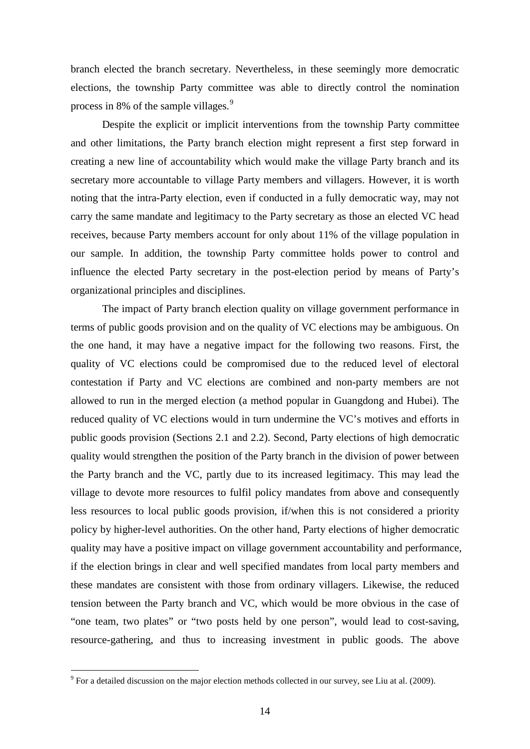branch elected the branch secretary. Nevertheless, in these seemingly more democratic elections, the township Party committee was able to directly control the nomination process in 8% of the sample villages.[9]

Despite the explicit or implicit interventions from the township Party committee and other limitations, the Party branch election might represent a first step forward in creating a new line of accountability which would make the village Party branch and its secretary more accountable to village Party members and villagers. However, it is worth noting that the intra-Party election, even if conducted in a fully democratic way, may not carry the same mandate and legitimacy to the Party secretary as those an elected VC head receives, because Party members account for only about 11% of the village population in our sample. In addition, the township Party committee holds power to control and influence the elected Party secretary in the post-election period by means of Party's organizational principles and disciplines.

The impact of Party branch election quality on village government performance in terms of public goods provision and on the quality of VC elections may be ambiguous. On the one hand, it may have a negative impact for the following two reasons. First, the quality of VC elections could be compromised due to the reduced level of electoral contestation if Party and VC elections are combined and non-party members are not allowed to run in the merged election (a method popular in Guangdong and Hubei). The reduced quality of VC elections would in turn undermine the VC's motives and efforts in public goods provision (Sections 2.1 and 2.2). Second, Party elections of high democratic quality would strengthen the position of the Party branch in the division of power between the Party branch and the VC, partly due to its increased legitimacy. This may lead the village to devote more resources to fulfil policy mandates from above and consequently less resources to local public goods provision, if/when this is not considered a priority policy by higher-level authorities. On the other hand, Party elections of higher democratic quality may have a positive impact on village government accountability and performance, if the election brings in clear and well specified mandates from local party members and these mandates are consistent with those from ordinary villagers. Likewise, the reduced tension between the Party branch and VC, which would be more obvious in the case of "one team, two plates" or "two posts held by one person", would lead to cost-saving, resource-gathering, and thus to increasing investment in public goods. The above

[9] For a detailed discussion on the major election methods collected in our survey, see Liu at al. (2009).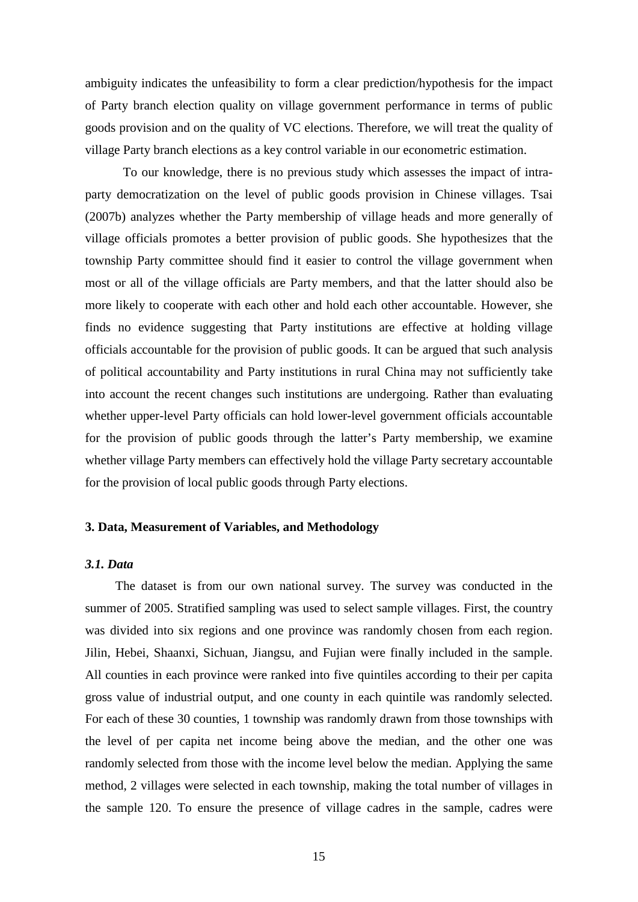ambiguity indicates the unfeasibility to form a clear prediction/hypothesis for the impact of Party branch election quality on village government performance in terms of public goods provision and on the quality of VC elections. Therefore, we will treat the quality of village Party branch elections as a key control variable in our econometric estimation.

To our knowledge, there is no previous study which assesses the impact of intra-party democratization on the level of public goods provision in Chinese villages. Tsai (2007b) analyzes whether the Party membership of village heads and more generally of village officials promotes a better provision of public goods. She hypothesizes that the township Party committee should find it easier to control the village government when most or all of the village officials are Party members, and that the latter should also be more likely to cooperate with each other and hold each other accountable. However, she finds no evidence suggesting that Party institutions are effective at holding village officials accountable for the provision of public goods. It can be argued that such analysis of political accountability and Party institutions in rural China may not sufficiently take into account the recent changes such institutions are undergoing. Rather than evaluating whether upper-level Party officials can hold lower-level government officials accountable for the provision of public goods through the latter's Party membership, we examine whether village Party members can effectively hold the village Party secretary accountable for the provision of local public goods through Party elections.

## 3. Data, Measurement of Variables, and Methodology

### *3.1. Data*

The dataset is from our own national survey. The survey was conducted in the summer of 2005. Stratified sampling was used to select sample villages. First, the country was divided into six regions and one province was randomly chosen from each region. Jilin, Hebei, Shaanxi, Sichuan, Jiangsu, and Fujian were finally included in the sample. All counties in each province were ranked into five quintiles according to their per capita gross value of industrial output, and one county in each quintile was randomly selected. For each of these 30 counties, 1 township was randomly drawn from those townships with the level of per capita net income being above the median, and the other one was randomly selected from those with the income level below the median. Applying the same method, 2 villages were selected in each township, making the total number of villages in the sample 120. To ensure the presence of village cadres in the sample, cadres were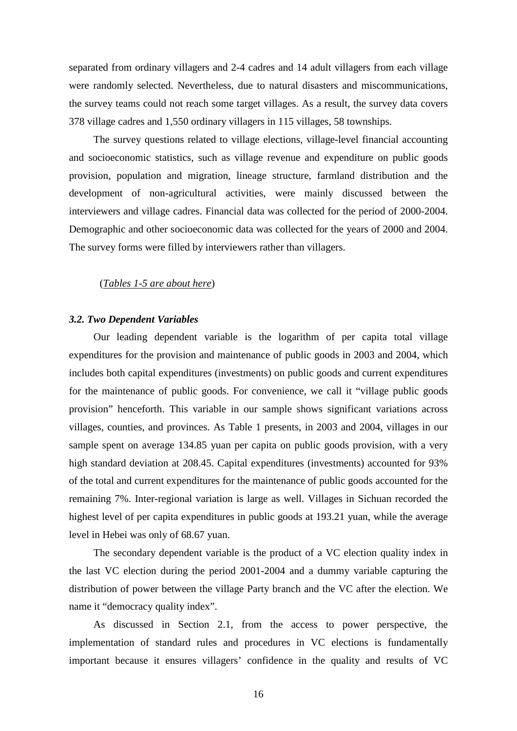separated from ordinary villagers and 2-4 cadres and 14 adult villagers from each village were randomly selected. Nevertheless, due to natural disasters and miscommunications, the survey teams could not reach some target villages. As a result, the survey data covers 378 village cadres and 1,550 ordinary villagers in 115 villages, 58 townships.

The survey questions related to village elections, village-level financial accounting and socioeconomic statistics, such as village revenue and expenditure on public goods provision, population and migration, lineage structure, farmland distribution and the development of non-agricultural activities, were mainly discussed between the interviewers and village cadres. Financial data was collected for the period of 2000-2004. Demographic and other socioeconomic data was collected for the years of 2000 and 2004. The survey forms were filled by interviewers rather than villagers.

(*Tables 1-5 are about here*)

### *3.2. Two Dependent Variables*

Our leading dependent variable is the logarithm of per capita total village expenditures for the provision and maintenance of public goods in 2003 and 2004, which includes both capital expenditures (investments) on public goods and current expenditures for the maintenance of public goods. For convenience, we call it "village public goods provision" henceforth. This variable in our sample shows significant variations across villages, counties, and provinces. As Table 1 presents, in 2003 and 2004, villages in our sample spent on average 134.85 yuan per capita on public goods provision, with a very high standard deviation at 208.45. Capital expenditures (investments) accounted for 93% of the total and current expenditures for the maintenance of public goods accounted for the remaining 7%. Inter-regional variation is large as well. Villages in Sichuan recorded the highest level of per capita expenditures in public goods at 193.21 yuan, while the average level in Hebei was only of 68.67 yuan.

The secondary dependent variable is the product of a VC election quality index in the last VC election during the period 2001-2004 and a dummy variable capturing the distribution of power between the village Party branch and the VC after the election. We name it "democracy quality index".

As discussed in Section 2.1, from the access to power perspective, the implementation of standard rules and procedures in VC elections is fundamentally important because it ensures villagers' confidence in the quality and results of VC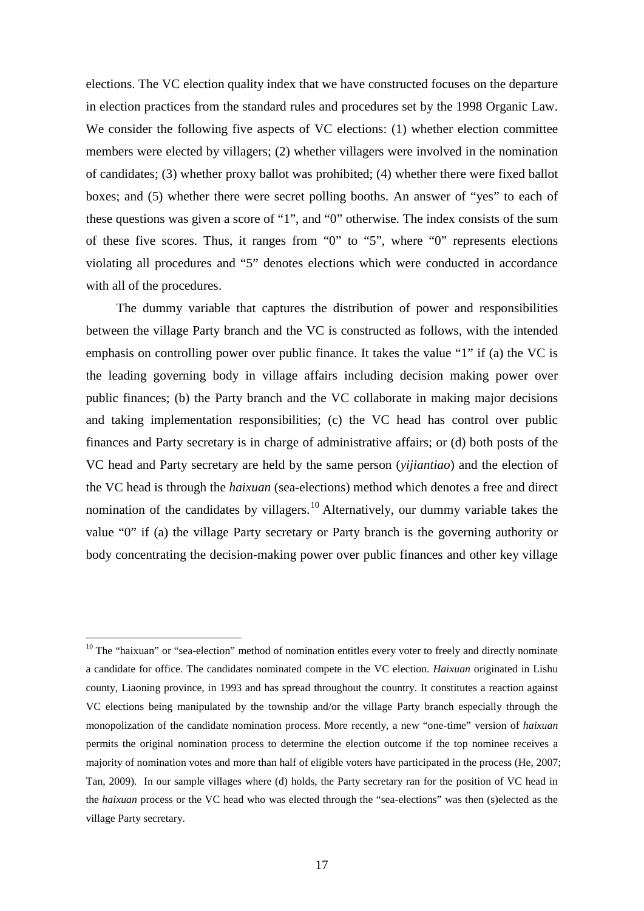elections. The VC election quality index that we have constructed focuses on the departure in election practices from the standard rules and procedures set by the 1998 Organic Law. We consider the following five aspects of VC elections: (1) whether election committee members were elected by villagers; (2) whether villagers were involved in the nomination of candidates; (3) whether proxy ballot was prohibited; (4) whether there were fixed ballot boxes; and (5) whether there were secret polling booths. An answer of "yes" to each of these questions was given a score of "1", and "0" otherwise. The index consists of the sum of these five scores. Thus, it ranges from "0" to "5", where "0" represents elections violating all procedures and "5" denotes elections which were conducted in accordance with all of the procedures.

The dummy variable that captures the distribution of power and responsibilities between the village Party branch and the VC is constructed as follows, with the intended emphasis on controlling power over public finance. It takes the value "1" if (a) the VC is the leading governing body in village affairs including decision making power over public finances; (b) the Party branch and the VC collaborate in making major decisions and taking implementation responsibilities; (c) the VC head has control over public finances and Party secretary is in charge of administrative affairs; or (d) both posts of the VC head and Party secretary are held by the same person (*yijiantiao*) and the election of the VC head is through the *haixuan* (sea-elections) method which denotes a free and direct nomination of the candidates by villagers.[10] Alternatively, our dummy variable takes the value "0" if (a) the village Party secretary or Party branch is the governing authority or body concentrating the decision-making power over public finances and other key village

[10] The "haixuan" or "sea-election" method of nomination entitles every voter to freely and directly nominate a candidate for office. The candidates nominated compete in the VC election. *Haixuan* originated in Lishu county, Liaoning province, in 1993 and has spread throughout the country. It constitutes a reaction against VC elections being manipulated by the township and/or the village Party branch especially through the monopolization of the candidate nomination process. More recently, a new "one-time" version of *haixuan* permits the original nomination process to determine the election outcome if the top nominee receives a majority of nomination votes and more than half of eligible voters have participated in the process (He, 2007; Tan, 2009). In our sample villages where (d) holds, the Party secretary ran for the position of VC head in the *haixuan* process or the VC head who was elected through the "sea-elections" was then (s)elected as the village Party secretary.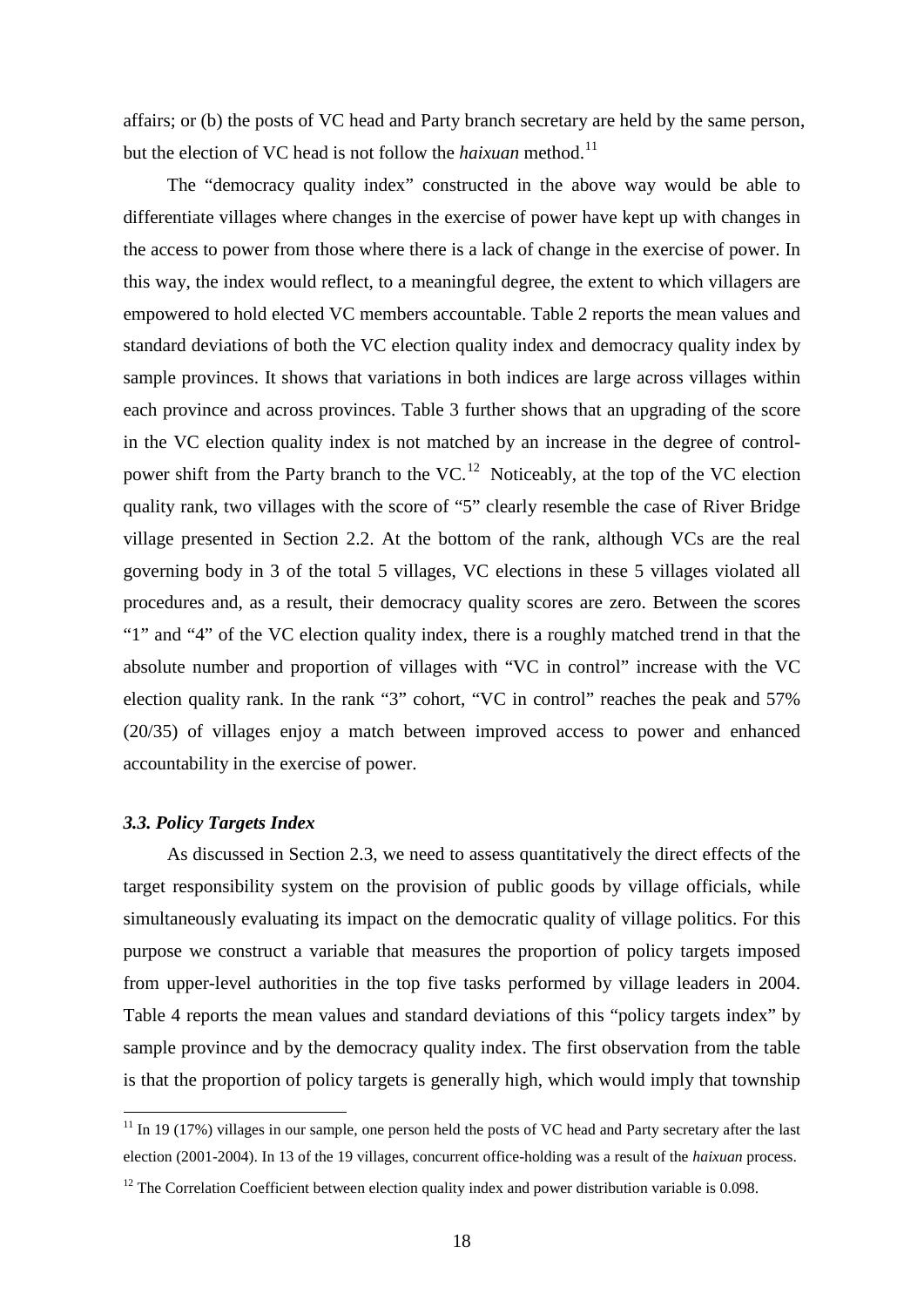affairs; or (b) the posts of VC head and Party branch secretary are held by the same person, but the election of VC head is not follow the *haixuan* method.[11]

The "democracy quality index" constructed in the above way would be able to differentiate villages where changes in the exercise of power have kept up with changes in the access to power from those where there is a lack of change in the exercise of power. In this way, the index would reflect, to a meaningful degree, the extent to which villagers are empowered to hold elected VC members accountable. Table 2 reports the mean values and standard deviations of both the VC election quality index and democracy quality index by sample provinces. It shows that variations in both indices are large across villages within each province and across provinces. Table 3 further shows that an upgrading of the score in the VC election quality index is not matched by an increase in the degree of control-power shift from the Party branch to the VC.[12] Noticeably, at the top of the VC election quality rank, two villages with the score of "5" clearly resemble the case of River Bridge village presented in Section 2.2. At the bottom of the rank, although VCs are the real governing body in 3 of the total 5 villages, VC elections in these 5 villages violated all procedures and, as a result, their democracy quality scores are zero. Between the scores "1" and "4" of the VC election quality index, there is a roughly matched trend in that the absolute number and proportion of villages with "VC in control" increase with the VC election quality rank. In the rank "3" cohort, "VC in control" reaches the peak and 57% (20/35) of villages enjoy a match between improved access to power and enhanced accountability in the exercise of power.

### *3.3. Policy Targets Index*

As discussed in Section 2.3, we need to assess quantitatively the direct effects of the target responsibility system on the provision of public goods by village officials, while simultaneously evaluating its impact on the democratic quality of village politics. For this purpose we construct a variable that measures the proportion of policy targets imposed from upper-level authorities in the top five tasks performed by village leaders in 2004. Table 4 reports the mean values and standard deviations of this "policy targets index" by sample province and by the democracy quality index. The first observation from the table is that the proportion of policy targets is generally high, which would imply that township

---

[11] In 19 (17%) villages in our sample, one person held the posts of VC head and Party secretary after the last election (2001-2004). In 13 of the 19 villages, concurrent office-holding was a result of the *haixuan* process.

[12] The Correlation Coefficient between election quality index and power distribution variable is 0.098.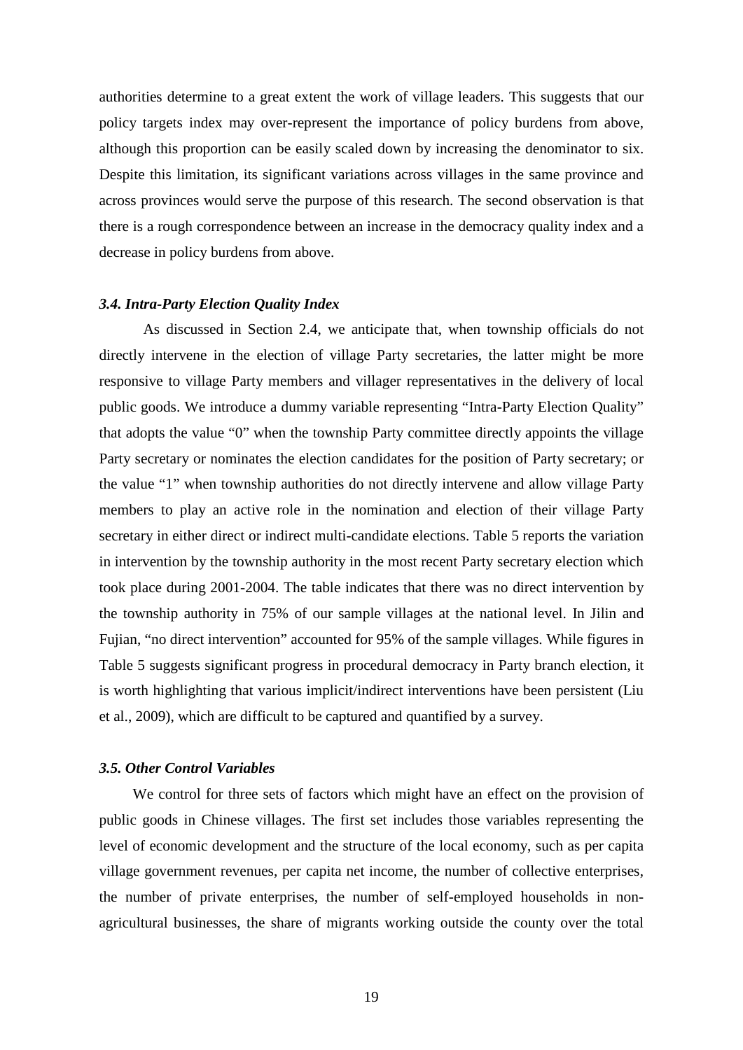authorities determine to a great extent the work of village leaders. This suggests that our policy targets index may over-represent the importance of policy burdens from above, although this proportion can be easily scaled down by increasing the denominator to six. Despite this limitation, its significant variations across villages in the same province and across provinces would serve the purpose of this research. The second observation is that there is a rough correspondence between an increase in the democracy quality index and a decrease in policy burdens from above.

### *3.4. Intra-Party Election Quality Index*

As discussed in Section 2.4, we anticipate that, when township officials do not directly intervene in the election of village Party secretaries, the latter might be more responsive to village Party members and villager representatives in the delivery of local public goods. We introduce a dummy variable representing "Intra-Party Election Quality" that adopts the value "0" when the township Party committee directly appoints the village Party secretary or nominates the election candidates for the position of Party secretary; or the value "1" when township authorities do not directly intervene and allow village Party members to play an active role in the nomination and election of their village Party secretary in either direct or indirect multi-candidate elections. Table 5 reports the variation in intervention by the township authority in the most recent Party secretary election which took place during 2001-2004. The table indicates that there was no direct intervention by the township authority in 75% of our sample villages at the national level. In Jilin and Fujian, "no direct intervention" accounted for 95% of the sample villages. While figures in Table 5 suggests significant progress in procedural democracy in Party branch election, it is worth highlighting that various implicit/indirect interventions have been persistent (Liu et al., 2009), which are difficult to be captured and quantified by a survey.

### *3.5. Other Control Variables*

We control for three sets of factors which might have an effect on the provision of public goods in Chinese villages. The first set includes those variables representing the level of economic development and the structure of the local economy, such as per capita village government revenues, per capita net income, the number of collective enterprises, the number of private enterprises, the number of self-employed households in non-agricultural businesses, the share of migrants working outside the county over the total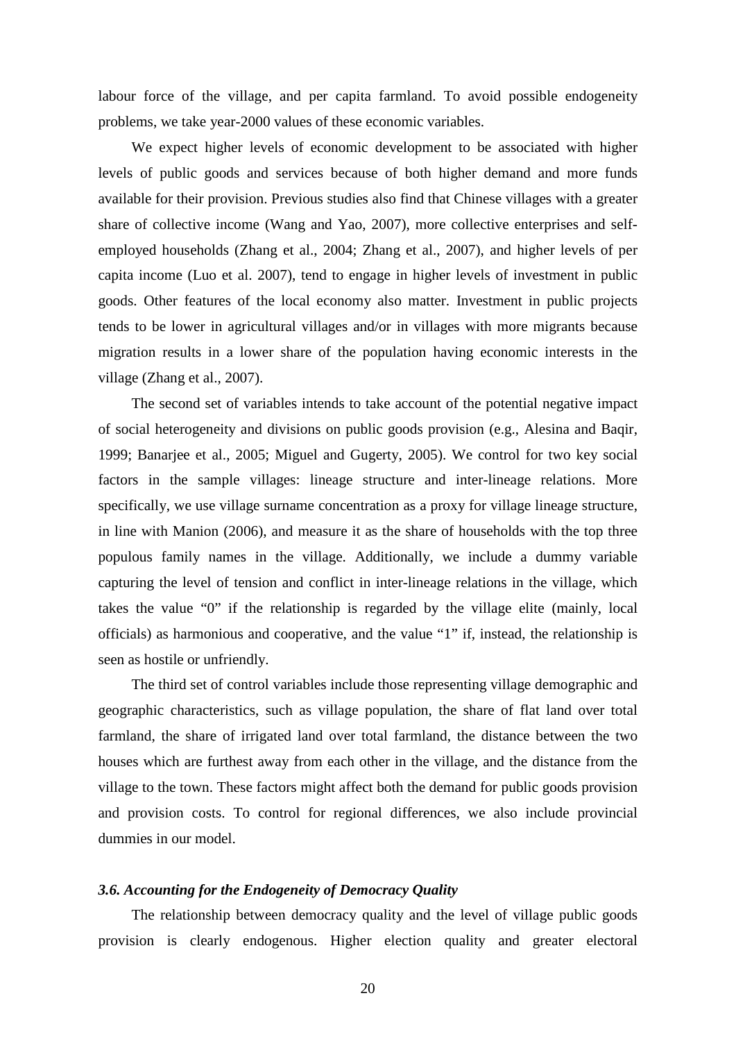labour force of the village, and per capita farmland. To avoid possible endogeneity problems, we take year-2000 values of these economic variables.

We expect higher levels of economic development to be associated with higher levels of public goods and services because of both higher demand and more funds available for their provision. Previous studies also find that Chinese villages with a greater share of collective income (Wang and Yao, 2007), more collective enterprises and self-employed households (Zhang et al., 2004; Zhang et al., 2007), and higher levels of per capita income (Luo et al. 2007), tend to engage in higher levels of investment in public goods. Other features of the local economy also matter. Investment in public projects tends to be lower in agricultural villages and/or in villages with more migrants because migration results in a lower share of the population having economic interests in the village (Zhang et al., 2007).

The second set of variables intends to take account of the potential negative impact of social heterogeneity and divisions on public goods provision (e.g., Alesina and Baqir, 1999; Banarjee et al., 2005; Miguel and Gugerty, 2005). We control for two key social factors in the sample villages: lineage structure and inter-lineage relations. More specifically, we use village surname concentration as a proxy for village lineage structure, in line with Manion (2006), and measure it as the share of households with the top three populous family names in the village. Additionally, we include a dummy variable capturing the level of tension and conflict in inter-lineage relations in the village, which takes the value "0" if the relationship is regarded by the village elite (mainly, local officials) as harmonious and cooperative, and the value "1" if, instead, the relationship is seen as hostile or unfriendly.

The third set of control variables include those representing village demographic and geographic characteristics, such as village population, the share of flat land over total farmland, the share of irrigated land over total farmland, the distance between the two houses which are furthest away from each other in the village, and the distance from the village to the town. These factors might affect both the demand for public goods provision and provision costs. To control for regional differences, we also include provincial dummies in our model.

### *3.6. Accounting for the Endogeneity of Democracy Quality*

The relationship between democracy quality and the level of village public goods provision is clearly endogenous. Higher election quality and greater electoral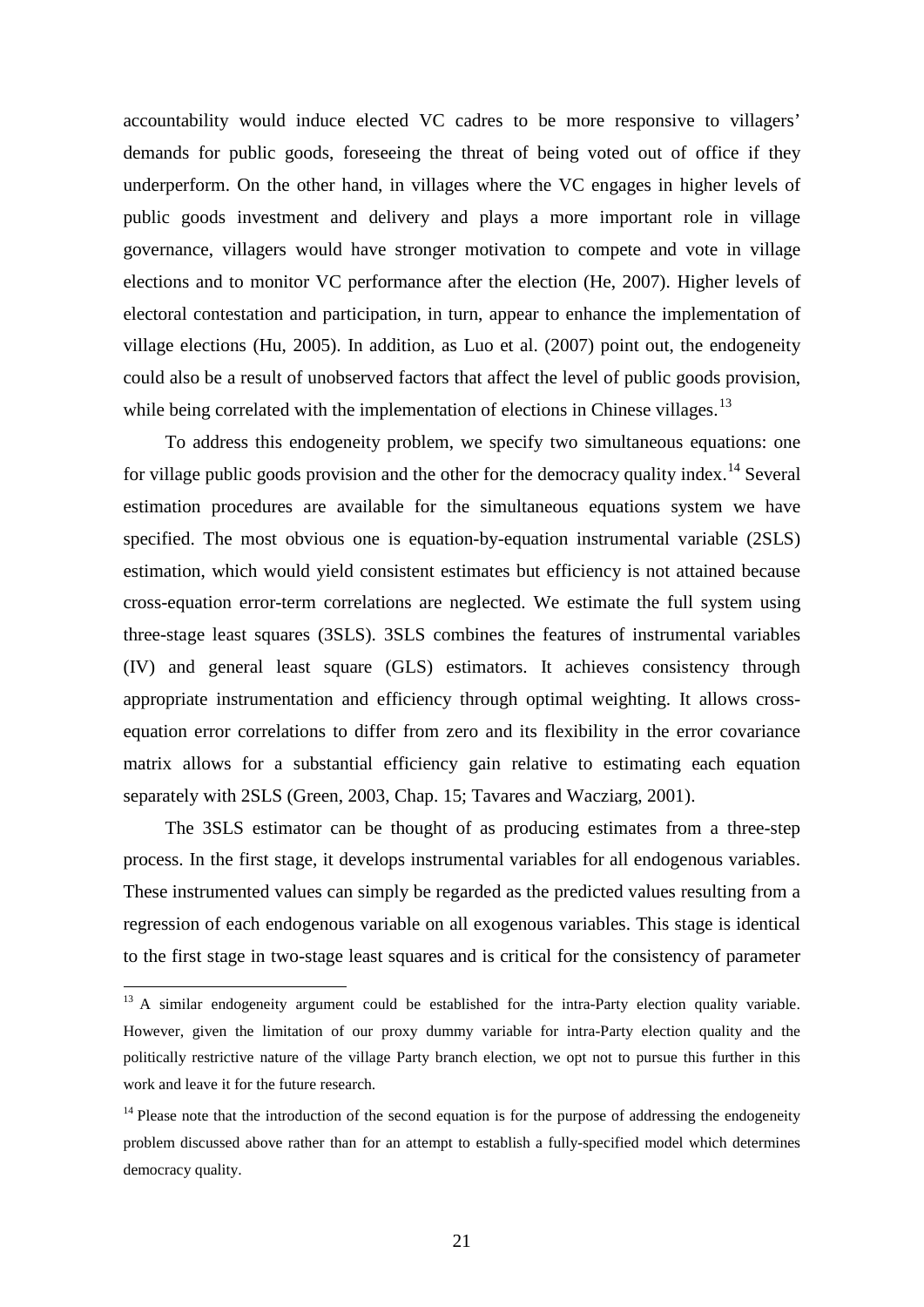accountability would induce elected VC cadres to be more responsive to villagers' demands for public goods, foreseeing the threat of being voted out of office if they underperform. On the other hand, in villages where the VC engages in higher levels of public goods investment and delivery and plays a more important role in village governance, villagers would have stronger motivation to compete and vote in village elections and to monitor VC performance after the election (He, 2007). Higher levels of electoral contestation and participation, in turn, appear to enhance the implementation of village elections (Hu, 2005). In addition, as Luo et al. (2007) point out, the endogeneity could also be a result of unobserved factors that affect the level of public goods provision, while being correlated with the implementation of elections in Chinese villages.[13]

To address this endogeneity problem, we specify two simultaneous equations: one for village public goods provision and the other for the democracy quality index.[14] Several estimation procedures are available for the simultaneous equations system we have specified. The most obvious one is equation-by-equation instrumental variable (2SLS) estimation, which would yield consistent estimates but efficiency is not attained because cross-equation error-term correlations are neglected. We estimate the full system using three-stage least squares (3SLS). 3SLS combines the features of instrumental variables (IV) and general least square (GLS) estimators. It achieves consistency through appropriate instrumentation and efficiency through optimal weighting. It allows cross-equation error correlations to differ from zero and its flexibility in the error covariance matrix allows for a substantial efficiency gain relative to estimating each equation separately with 2SLS (Green, 2003, Chap. 15; Tavares and Wacziarg, 2001).

The 3SLS estimator can be thought of as producing estimates from a three-step process. In the first stage, it develops instrumental variables for all endogenous variables. These instrumented values can simply be regarded as the predicted values resulting from a regression of each endogenous variable on all exogenous variables. This stage is identical to the first stage in two-stage least squares and is critical for the consistency of parameter

[13] A similar endogeneity argument could be established for the intra-Party election quality variable. However, given the limitation of our proxy dummy variable for intra-Party election quality and the politically restrictive nature of the village Party branch election, we opt not to pursue this further in this work and leave it for the future research.

[14] Please note that the introduction of the second equation is for the purpose of addressing the endogeneity problem discussed above rather than for an attempt to establish a fully-specified model which determines democracy quality.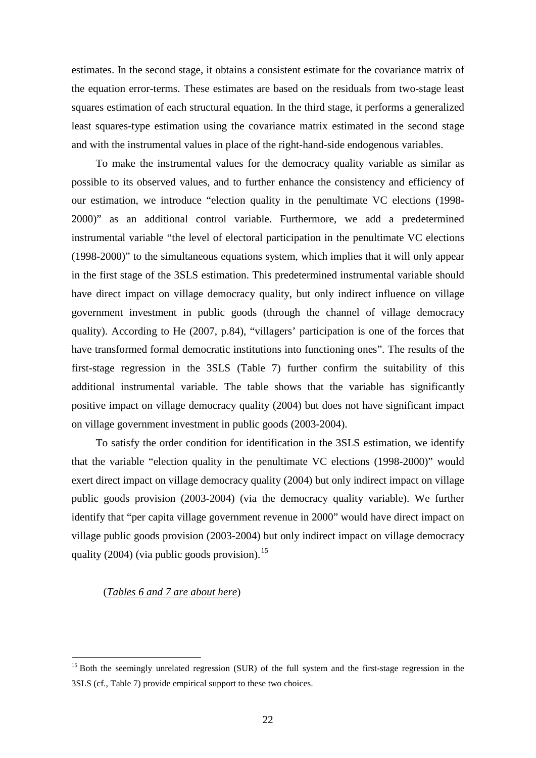estimates. In the second stage, it obtains a consistent estimate for the covariance matrix of the equation error-terms. These estimates are based on the residuals from two-stage least squares estimation of each structural equation. In the third stage, it performs a generalized least squares-type estimation using the covariance matrix estimated in the second stage and with the instrumental values in place of the right-hand-side endogenous variables.

To make the instrumental values for the democracy quality variable as similar as possible to its observed values, and to further enhance the consistency and efficiency of our estimation, we introduce "election quality in the penultimate VC elections (1998-2000)" as an additional control variable. Furthermore, we add a predetermined instrumental variable "the level of electoral participation in the penultimate VC elections (1998-2000)" to the simultaneous equations system, which implies that it will only appear in the first stage of the 3SLS estimation. This predetermined instrumental variable should have direct impact on village democracy quality, but only indirect influence on village government investment in public goods (through the channel of village democracy quality). According to He (2007, p.84), "villagers' participation is one of the forces that have transformed formal democratic institutions into functioning ones". The results of the first-stage regression in the 3SLS (Table 7) further confirm the suitability of this additional instrumental variable. The table shows that the variable has significantly positive impact on village democracy quality (2004) but does not have significant impact on village government investment in public goods (2003-2004).

To satisfy the order condition for identification in the 3SLS estimation, we identify that the variable "election quality in the penultimate VC elections (1998-2000)" would exert direct impact on village democracy quality (2004) but only indirect impact on village public goods provision (2003-2004) (via the democracy quality variable). We further identify that "per capita village government revenue in 2000" would have direct impact on village public goods provision (2003-2004) but only indirect impact on village democracy quality (2004) (via public goods provision).[15]

(*Tables 6 and 7 are about here*)

[15] Both the seemingly unrelated regression (SUR) of the full system and the first-stage regression in the 3SLS (cf., Table 7) provide empirical support to these two choices.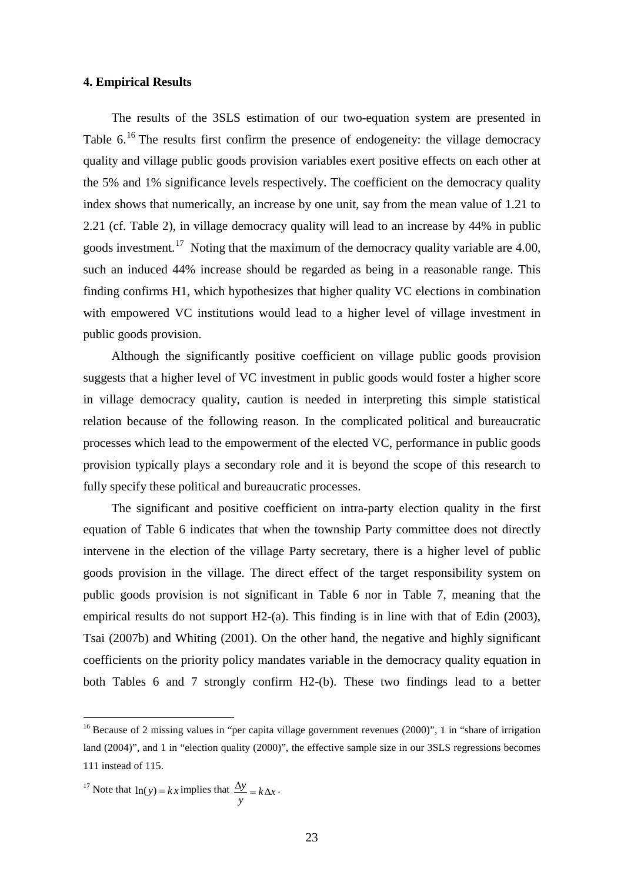## 4. Empirical Results

The results of the 3SLS estimation of our two-equation system are presented in Table 6.[16] The results first confirm the presence of endogeneity: the village democracy quality and village public goods provision variables exert positive effects on each other at the 5% and 1% significance levels respectively. The coefficient on the democracy quality index shows that numerically, an increase by one unit, say from the mean value of 1.21 to 2.21 (cf. Table 2), in village democracy quality will lead to an increase by 44% in public goods investment.[17] Noting that the maximum of the democracy quality variable are 4.00, such an induced 44% increase should be regarded as being in a reasonable range. This finding confirms H1, which hypothesizes that higher quality VC elections in combination with empowered VC institutions would lead to a higher level of village investment in public goods provision.

Although the significantly positive coefficient on village public goods provision suggests that a higher level of VC investment in public goods would foster a higher score in village democracy quality, caution is needed in interpreting this simple statistical relation because of the following reason. In the complicated political and bureaucratic processes which lead to the empowerment of the elected VC, performance in public goods provision typically plays a secondary role and it is beyond the scope of this research to fully specify these political and bureaucratic processes.

The significant and positive coefficient on intra-party election quality in the first equation of Table 6 indicates that when the township Party committee does not directly intervene in the election of the village Party secretary, there is a higher level of public goods provision in the village. The direct effect of the target responsibility system on public goods provision is not significant in Table 6 nor in Table 7, meaning that the empirical results do not support H2-(a). This finding is in line with that of Edin (2003), Tsai (2007b) and Whiting (2001). On the other hand, the negative and highly significant coefficients on the priority policy mandates variable in the democracy quality equation in both Tables 6 and 7 strongly confirm H2-(b). These two findings lead to a better

[16] Because of 2 missing values in "per capita village government revenues (2000)", 1 in "share of irrigation land (2004)", and 1 in "election quality (2000)", the effective sample size in our 3SLS regressions becomes 111 instead of 115.

[17] Note that $\ln(y) = kx$ implies that $\frac{\Delta y}{y} = k\Delta x$.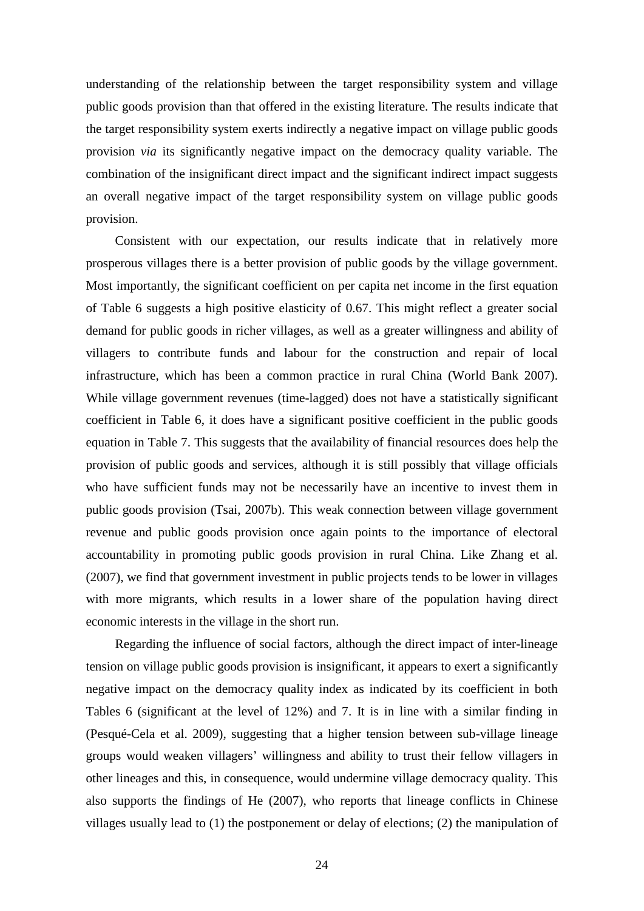understanding of the relationship between the target responsibility system and village public goods provision than that offered in the existing literature. The results indicate that the target responsibility system exerts indirectly a negative impact on village public goods provision *via* its significantly negative impact on the democracy quality variable. The combination of the insignificant direct impact and the significant indirect impact suggests an overall negative impact of the target responsibility system on village public goods provision.

Consistent with our expectation, our results indicate that in relatively more prosperous villages there is a better provision of public goods by the village government. Most importantly, the significant coefficient on per capita net income in the first equation of Table 6 suggests a high positive elasticity of 0.67. This might reflect a greater social demand for public goods in richer villages, as well as a greater willingness and ability of villagers to contribute funds and labour for the construction and repair of local infrastructure, which has been a common practice in rural China (World Bank 2007). While village government revenues (time-lagged) does not have a statistically significant coefficient in Table 6, it does have a significant positive coefficient in the public goods equation in Table 7. This suggests that the availability of financial resources does help the provision of public goods and services, although it is still possibly that village officials who have sufficient funds may not be necessarily have an incentive to invest them in public goods provision (Tsai, 2007b). This weak connection between village government revenue and public goods provision once again points to the importance of electoral accountability in promoting public goods provision in rural China. Like Zhang et al. (2007), we find that government investment in public projects tends to be lower in villages with more migrants, which results in a lower share of the population having direct economic interests in the village in the short run.

Regarding the influence of social factors, although the direct impact of inter-lineage tension on village public goods provision is insignificant, it appears to exert a significantly negative impact on the democracy quality index as indicated by its coefficient in both Tables 6 (significant at the level of 12%) and 7. It is in line with a similar finding in (Pesqué-Cela et al. 2009), suggesting that a higher tension between sub-village lineage groups would weaken villagers' willingness and ability to trust their fellow villagers in other lineages and this, in consequence, would undermine village democracy quality. This also supports the findings of He (2007), who reports that lineage conflicts in Chinese villages usually lead to (1) the postponement or delay of elections; (2) the manipulation of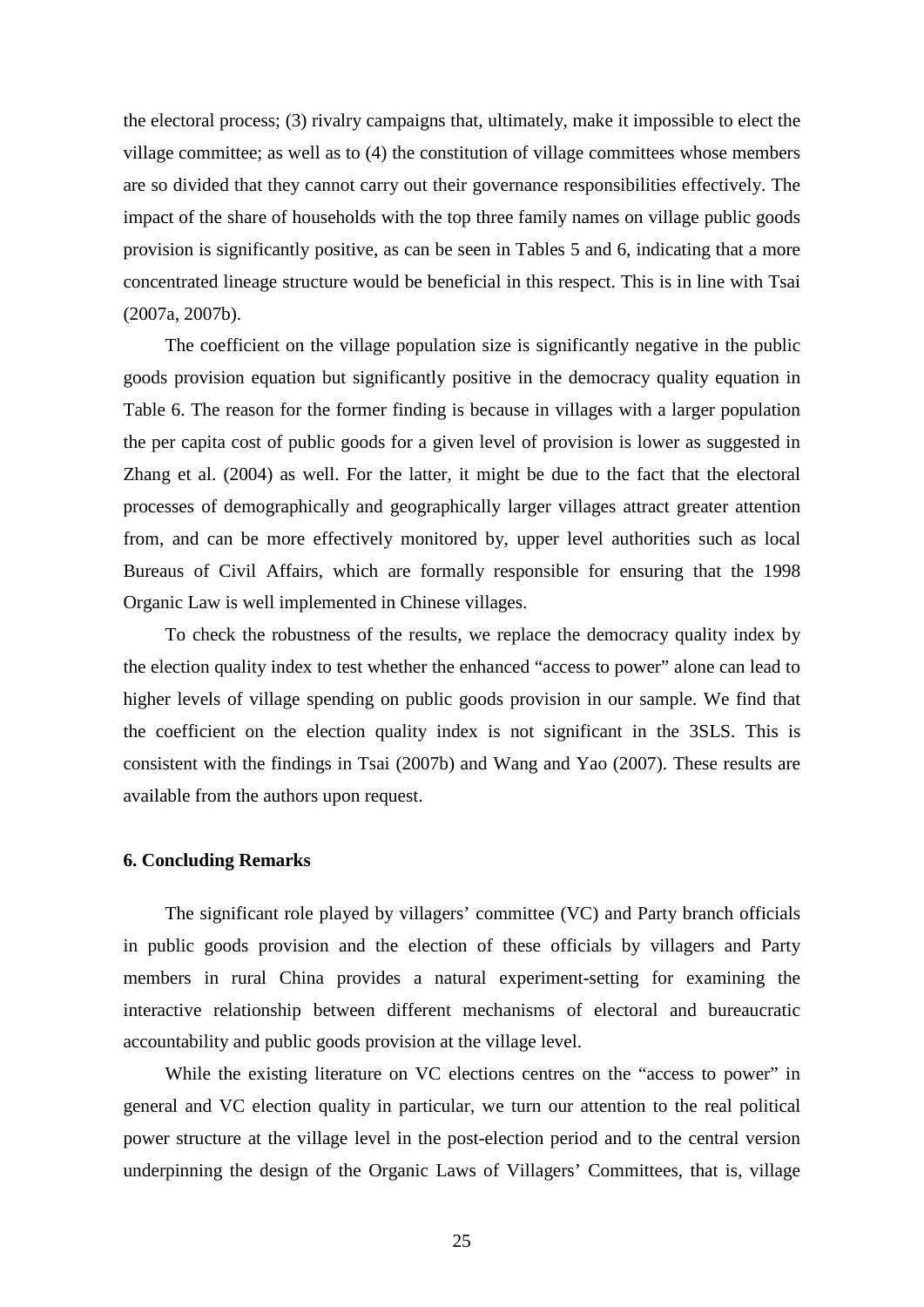the electoral process; (3) rivalry campaigns that, ultimately, make it impossible to elect the village committee; as well as to (4) the constitution of village committees whose members are so divided that they cannot carry out their governance responsibilities effectively. The impact of the share of households with the top three family names on village public goods provision is significantly positive, as can be seen in Tables 5 and 6, indicating that a more concentrated lineage structure would be beneficial in this respect. This is in line with Tsai (2007a, 2007b).

The coefficient on the village population size is significantly negative in the public goods provision equation but significantly positive in the democracy quality equation in Table 6. The reason for the former finding is because in villages with a larger population the per capita cost of public goods for a given level of provision is lower as suggested in Zhang et al. (2004) as well. For the latter, it might be due to the fact that the electoral processes of demographically and geographically larger villages attract greater attention from, and can be more effectively monitored by, upper level authorities such as local Bureaus of Civil Affairs, which are formally responsible for ensuring that the 1998 Organic Law is well implemented in Chinese villages.

To check the robustness of the results, we replace the democracy quality index by the election quality index to test whether the enhanced "access to power" alone can lead to higher levels of village spending on public goods provision in our sample. We find that the coefficient on the election quality index is not significant in the 3SLS. This is consistent with the findings in Tsai (2007b) and Wang and Yao (2007). These results are available from the authors upon request.

## 6. Concluding Remarks

The significant role played by villagers' committee (VC) and Party branch officials in public goods provision and the election of these officials by villagers and Party members in rural China provides a natural experiment-setting for examining the interactive relationship between different mechanisms of electoral and bureaucratic accountability and public goods provision at the village level.

While the existing literature on VC elections centres on the "access to power" in general and VC election quality in particular, we turn our attention to the real political power structure at the village level in the post-election period and to the central version underpinning the design of the Organic Laws of Villagers' Committees, that is, village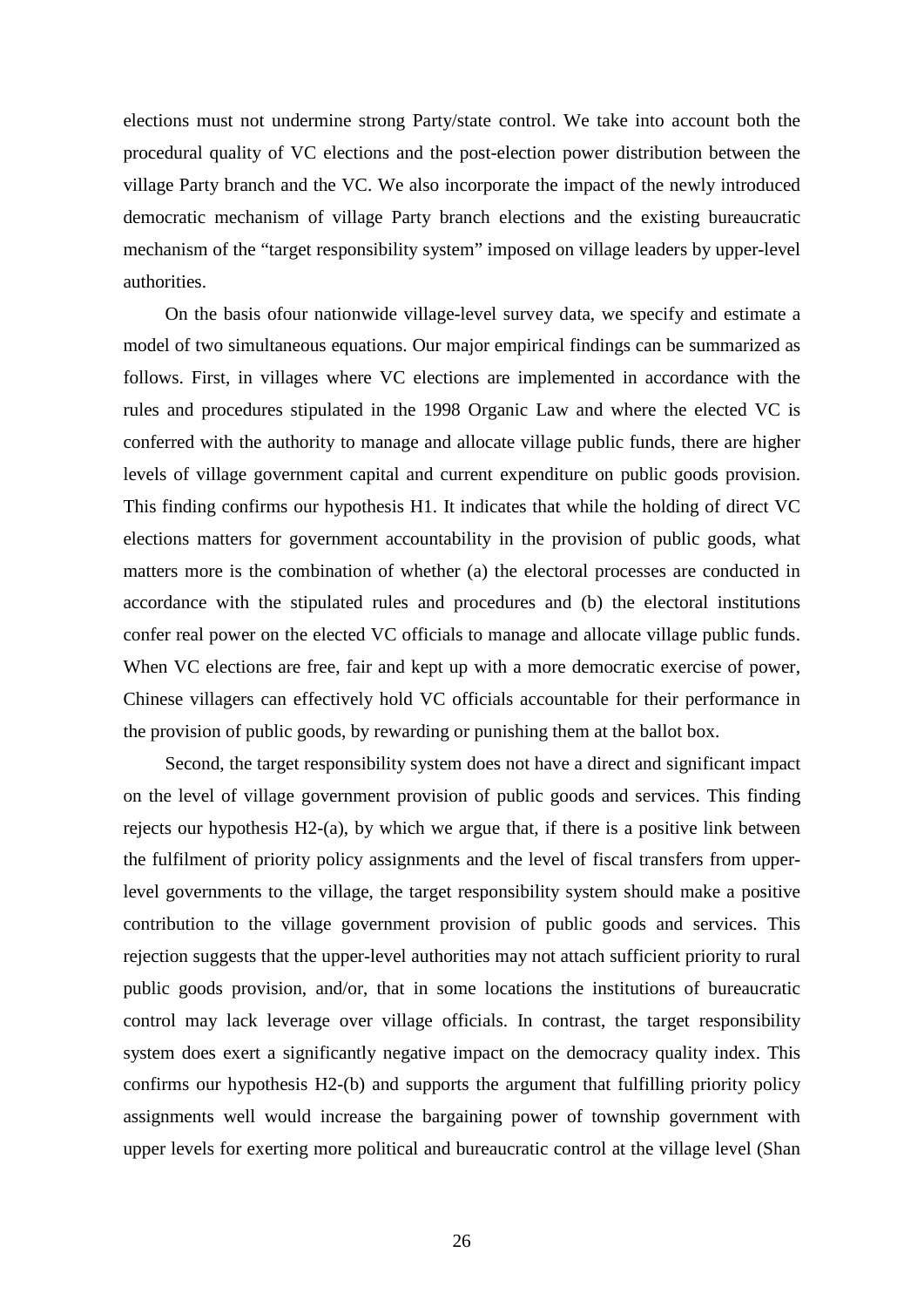elections must not undermine strong Party/state control. We take into account both the procedural quality of VC elections and the post-election power distribution between the village Party branch and the VC. We also incorporate the impact of the newly introduced democratic mechanism of village Party branch elections and the existing bureaucratic mechanism of the "target responsibility system" imposed on village leaders by upper-level authorities.

On the basis ofour nationwide village-level survey data, we specify and estimate a model of two simultaneous equations. Our major empirical findings can be summarized as follows. First, in villages where VC elections are implemented in accordance with the rules and procedures stipulated in the 1998 Organic Law and where the elected VC is conferred with the authority to manage and allocate village public funds, there are higher levels of village government capital and current expenditure on public goods provision. This finding confirms our hypothesis H1. It indicates that while the holding of direct VC elections matters for government accountability in the provision of public goods, what matters more is the combination of whether (a) the electoral processes are conducted in accordance with the stipulated rules and procedures and (b) the electoral institutions confer real power on the elected VC officials to manage and allocate village public funds. When VC elections are free, fair and kept up with a more democratic exercise of power, Chinese villagers can effectively hold VC officials accountable for their performance in the provision of public goods, by rewarding or punishing them at the ballot box.

Second, the target responsibility system does not have a direct and significant impact on the level of village government provision of public goods and services. This finding rejects our hypothesis H2-(a), by which we argue that, if there is a positive link between the fulfilment of priority policy assignments and the level of fiscal transfers from upper-level governments to the village, the target responsibility system should make a positive contribution to the village government provision of public goods and services. This rejection suggests that the upper-level authorities may not attach sufficient priority to rural public goods provision, and/or, that in some locations the institutions of bureaucratic control may lack leverage over village officials. In contrast, the target responsibility system does exert a significantly negative impact on the democracy quality index. This confirms our hypothesis H2-(b) and supports the argument that fulfilling priority policy assignments well would increase the bargaining power of township government with upper levels for exerting more political and bureaucratic control at the village level (Shan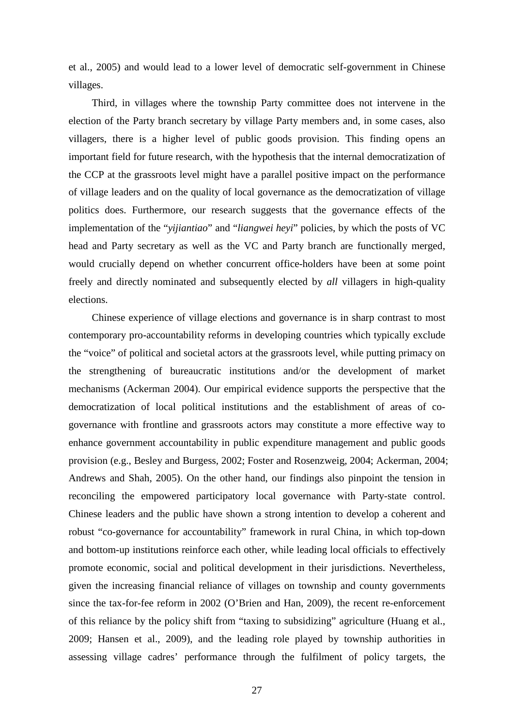et al., 2005) and would lead to a lower level of democratic self-government in Chinese villages.

Third, in villages where the township Party committee does not intervene in the election of the Party branch secretary by village Party members and, in some cases, also villagers, there is a higher level of public goods provision. This finding opens an important field for future research, with the hypothesis that the internal democratization of the CCP at the grassroots level might have a parallel positive impact on the performance of village leaders and on the quality of local governance as the democratization of village politics does. Furthermore, our research suggests that the governance effects of the implementation of the "*yijiantiao*" and "*liangwei heyi*" policies, by which the posts of VC head and Party secretary as well as the VC and Party branch are functionally merged, would crucially depend on whether concurrent office-holders have been at some point freely and directly nominated and subsequently elected by *all* villagers in high-quality elections.

Chinese experience of village elections and governance is in sharp contrast to most contemporary pro-accountability reforms in developing countries which typically exclude the "voice" of political and societal actors at the grassroots level, while putting primacy on the strengthening of bureaucratic institutions and/or the development of market mechanisms (Ackerman 2004). Our empirical evidence supports the perspective that the democratization of local political institutions and the establishment of areas of co-governance with frontline and grassroots actors may constitute a more effective way to enhance government accountability in public expenditure management and public goods provision (e.g., Besley and Burgess, 2002; Foster and Rosenzweig, 2004; Ackerman, 2004; Andrews and Shah, 2005). On the other hand, our findings also pinpoint the tension in reconciling the empowered participatory local governance with Party-state control. Chinese leaders and the public have shown a strong intention to develop a coherent and robust "co-governance for accountability" framework in rural China, in which top-down and bottom-up institutions reinforce each other, while leading local officials to effectively promote economic, social and political development in their jurisdictions. Nevertheless, given the increasing financial reliance of villages on township and county governments since the tax-for-fee reform in 2002 (O'Brien and Han, 2009), the recent re-enforcement of this reliance by the policy shift from "taxing to subsidizing" agriculture (Huang et al., 2009; Hansen et al., 2009), and the leading role played by township authorities in assessing village cadres' performance through the fulfilment of policy targets, the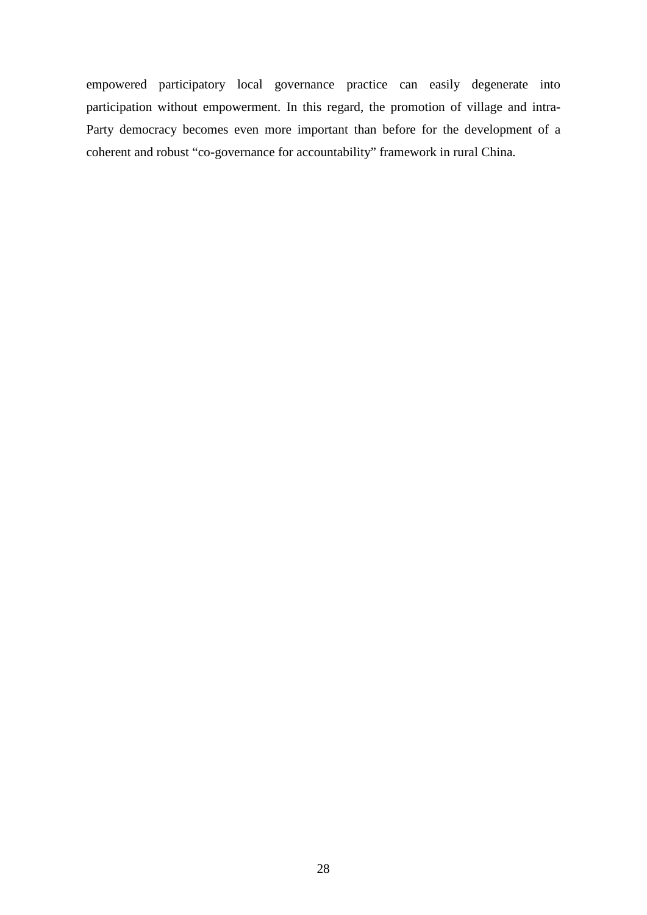empowered participatory local governance practice can easily degenerate into participation without empowerment. In this regard, the promotion of village and intra-Party democracy becomes even more important than before for the development of a coherent and robust "co-governance for accountability" framework in rural China.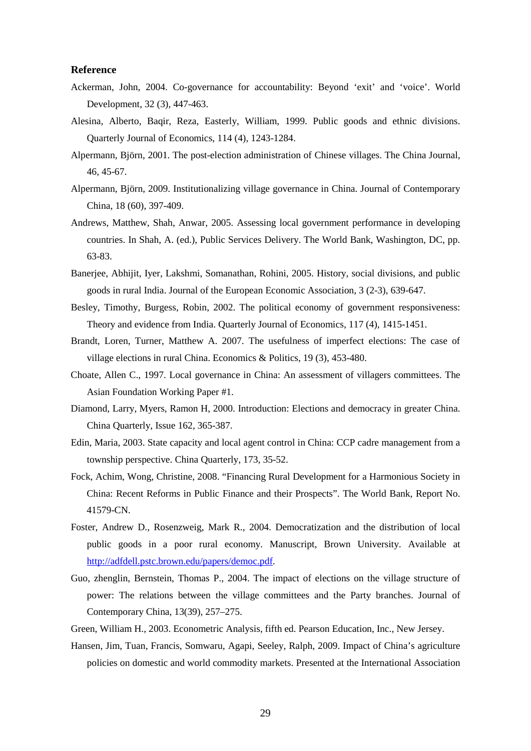## Reference

Ackerman, John, 2004. Co-governance for accountability: Beyond 'exit' and 'voice'. World Development, 32 (3), 447-463.

Alesina, Alberto, Baqir, Reza, Easterly, William, 1999. Public goods and ethnic divisions. Quarterly Journal of Economics, 114 (4), 1243-1284.

Alpermann, Björn, 2001. The post-election administration of Chinese villages. The China Journal, 46, 45-67.

Alpermann, Björn, 2009. Institutionalizing village governance in China. Journal of Contemporary China, 18 (60), 397-409.

Andrews, Matthew, Shah, Anwar, 2005. Assessing local government performance in developing countries. In Shah, A. (ed.), Public Services Delivery. The World Bank, Washington, DC, pp. 63-83.

Banerjee, Abhijit, Iyer, Lakshmi, Somanathan, Rohini, 2005. History, social divisions, and public goods in rural India. Journal of the European Economic Association, 3 (2-3), 639-647.

Besley, Timothy, Burgess, Robin, 2002. The political economy of government responsiveness: Theory and evidence from India. Quarterly Journal of Economics, 117 (4), 1415-1451.

Brandt, Loren, Turner, Matthew A. 2007. The usefulness of imperfect elections: The case of village elections in rural China. Economics & Politics, 19 (3), 453-480.

Choate, Allen C., 1997. Local governance in China: An assessment of villagers committees. The Asian Foundation Working Paper #1.

Diamond, Larry, Myers, Ramon H, 2000. Introduction: Elections and democracy in greater China. China Quarterly, Issue 162, 365-387.

Edin, Maria, 2003. State capacity and local agent control in China: CCP cadre management from a township perspective. China Quarterly, 173, 35-52.

Fock, Achim, Wong, Christine, 2008. "Financing Rural Development for a Harmonious Society in China: Recent Reforms in Public Finance and their Prospects". The World Bank, Report No. 41579-CN.

Foster, Andrew D., Rosenzweig, Mark R., 2004. Democratization and the distribution of local public goods in a poor rural economy. Manuscript, Brown University. Available at http://adfdell.pstc.brown.edu/papers/democ.pdf.

Guo, zhenglin, Bernstein, Thomas P., 2004. The impact of elections on the village structure of power: The relations between the village committees and the Party branches. Journal of Contemporary China, 13(39), 257–275.

Green, William H., 2003. Econometric Analysis, fifth ed. Pearson Education, Inc., New Jersey.

Hansen, Jim, Tuan, Francis, Somwaru, Agapi, Seeley, Ralph, 2009. Impact of China's agriculture policies on domestic and world commodity markets. Presented at the International Association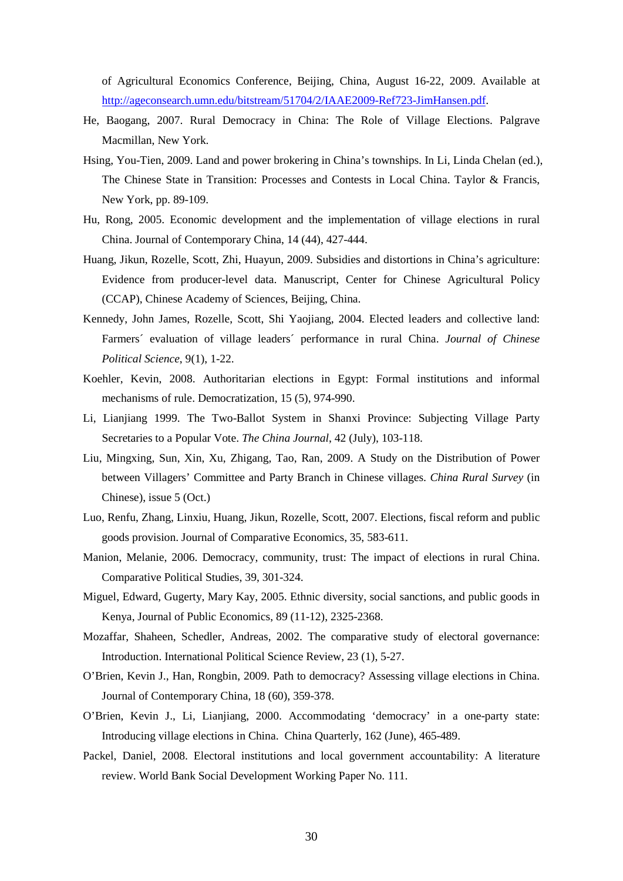of Agricultural Economics Conference, Beijing, China, August 16-22, 2009. Available at http://ageconsearch.umn.edu/bitstream/51704/2/IAAE2009-Ref723-JimHansen.pdf.

He, Baogang, 2007. Rural Democracy in China: The Role of Village Elections. Palgrave Macmillan, New York.

Hsing, You-Tien, 2009. Land and power brokering in China's townships. In Li, Linda Chelan (ed.), The Chinese State in Transition: Processes and Contests in Local China. Taylor & Francis, New York, pp. 89-109.

Hu, Rong, 2005. Economic development and the implementation of village elections in rural China. Journal of Contemporary China, 14 (44), 427-444.

Huang, Jikun, Rozelle, Scott, Zhi, Huayun, 2009. Subsidies and distortions in China's agriculture: Evidence from producer-level data. Manuscript, Center for Chinese Agricultural Policy (CCAP), Chinese Academy of Sciences, Beijing, China.

Kennedy, John James, Rozelle, Scott, Shi Yaojiang, 2004. Elected leaders and collective land: Farmers´ evaluation of village leaders´ performance in rural China. *Journal of Chinese Political Science*, 9(1), 1-22.

Koehler, Kevin, 2008. Authoritarian elections in Egypt: Formal institutions and informal mechanisms of rule. Democratization, 15 (5), 974-990.

Li, Lianjiang 1999. The Two-Ballot System in Shanxi Province: Subjecting Village Party Secretaries to a Popular Vote. *The China Journal*, 42 (July), 103-118.

Liu, Mingxing, Sun, Xin, Xu, Zhigang, Tao, Ran, 2009. A Study on the Distribution of Power between Villagers' Committee and Party Branch in Chinese villages. *China Rural Survey* (in Chinese), issue 5 (Oct.)

Luo, Renfu, Zhang, Linxiu, Huang, Jikun, Rozelle, Scott, 2007. Elections, fiscal reform and public goods provision. Journal of Comparative Economics, 35, 583-611.

Manion, Melanie, 2006. Democracy, community, trust: The impact of elections in rural China. Comparative Political Studies, 39, 301-324.

Miguel, Edward, Gugerty, Mary Kay, 2005. Ethnic diversity, social sanctions, and public goods in Kenya, Journal of Public Economics, 89 (11-12), 2325-2368.

Mozaffar, Shaheen, Schedler, Andreas, 2002. The comparative study of electoral governance: Introduction. International Political Science Review, 23 (1), 5-27.

O'Brien, Kevin J., Han, Rongbin, 2009. Path to democracy? Assessing village elections in China. Journal of Contemporary China, 18 (60), 359-378.

O'Brien, Kevin J., Li, Lianjiang, 2000. Accommodating 'democracy' in a one-party state: Introducing village elections in China. China Quarterly, 162 (June), 465-489.

Packel, Daniel, 2008. Electoral institutions and local government accountability: A literature review. World Bank Social Development Working Paper No. 111.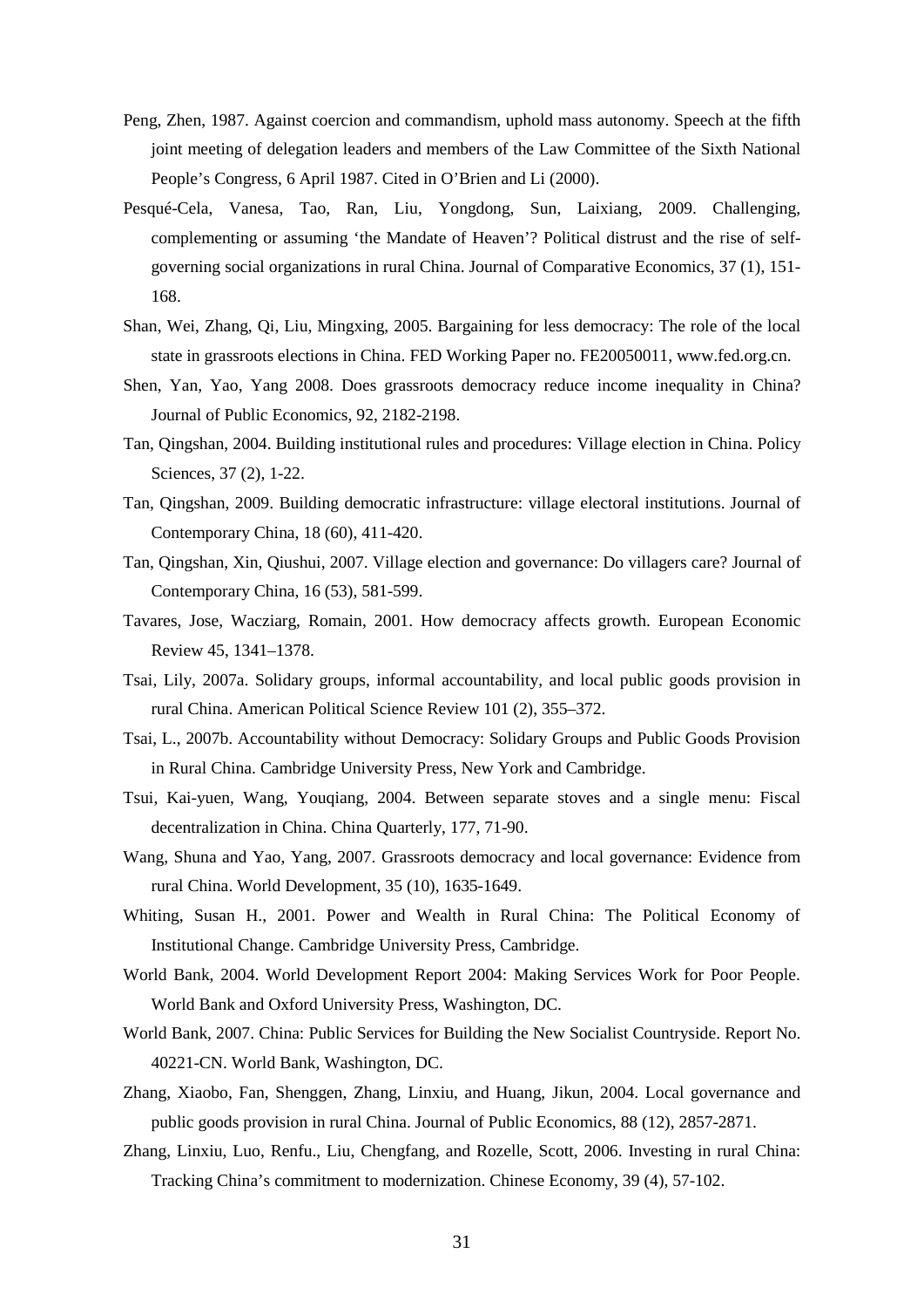Peng, Zhen, 1987. Against coercion and commandism, uphold mass autonomy. Speech at the fifth joint meeting of delegation leaders and members of the Law Committee of the Sixth National People's Congress, 6 April 1987. Cited in O'Brien and Li (2000).

Pesqué-Cela, Vanesa, Tao, Ran, Liu, Yongdong, Sun, Laixiang, 2009. Challenging, complementing or assuming 'the Mandate of Heaven'? Political distrust and the rise of self-governing social organizations in rural China. Journal of Comparative Economics, 37 (1), 151-168.

Shan, Wei, Zhang, Qi, Liu, Mingxing, 2005. Bargaining for less democracy: The role of the local state in grassroots elections in China. FED Working Paper no. FE20050011, www.fed.org.cn.

Shen, Yan, Yao, Yang 2008. Does grassroots democracy reduce income inequality in China? Journal of Public Economics, 92, 2182-2198.

Tan, Qingshan, 2004. Building institutional rules and procedures: Village election in China. Policy Sciences, 37 (2), 1-22.

Tan, Qingshan, 2009. Building democratic infrastructure: village electoral institutions. Journal of Contemporary China, 18 (60), 411-420.

Tan, Qingshan, Xin, Qiushui, 2007. Village election and governance: Do villagers care? Journal of Contemporary China, 16 (53), 581-599.

Tavares, Jose, Wacziarg, Romain, 2001. How democracy affects growth. European Economic Review 45, 1341–1378.

Tsai, Lily, 2007a. Solidary groups, informal accountability, and local public goods provision in rural China. American Political Science Review 101 (2), 355–372.

Tsai, L., 2007b. Accountability without Democracy: Solidary Groups and Public Goods Provision in Rural China. Cambridge University Press, New York and Cambridge.

Tsui, Kai-yuen, Wang, Youqiang, 2004. Between separate stoves and a single menu: Fiscal decentralization in China. China Quarterly, 177, 71-90.

Wang, Shuna and Yao, Yang, 2007. Grassroots democracy and local governance: Evidence from rural China. World Development, 35 (10), 1635-1649.

Whiting, Susan H., 2001. Power and Wealth in Rural China: The Political Economy of Institutional Change. Cambridge University Press, Cambridge.

World Bank, 2004. World Development Report 2004: Making Services Work for Poor People. World Bank and Oxford University Press, Washington, DC.

World Bank, 2007. China: Public Services for Building the New Socialist Countryside. Report No. 40221-CN. World Bank, Washington, DC.

Zhang, Xiaobo, Fan, Shenggen, Zhang, Linxiu, and Huang, Jikun, 2004. Local governance and public goods provision in rural China. Journal of Public Economics, 88 (12), 2857-2871.

Zhang, Linxiu, Luo, Renfu., Liu, Chengfang, and Rozelle, Scott, 2006. Investing in rural China: Tracking China's commitment to modernization. Chinese Economy, 39 (4), 57-102.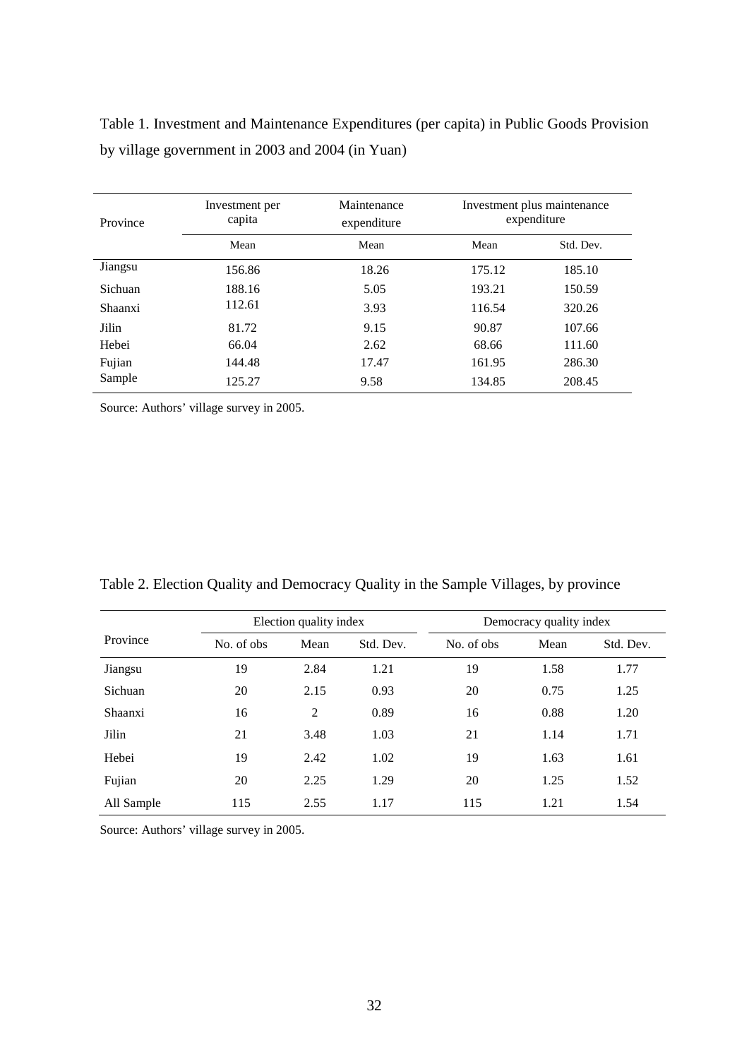Table 1. Investment and Maintenance Expenditures (per capita) in Public Goods Provision by village government in 2003 and 2004 (in Yuan)

| Province | Investment per capita | Maintenance expenditure | Investment plus maintenance expenditure | |
|---|---|---|---|---|
| | Mean | Mean | Mean | Std. Dev. |
| Jiangsu | 156.86 | 18.26 | 175.12 | 185.10 |
| Sichuan | 188.16 | 5.05 | 193.21 | 150.59 |
| Shaanxi | 112.61 | 3.93 | 116.54 | 320.26 |
| Jilin | 81.72 | 9.15 | 90.87 | 107.66 |
| Hebei | 66.04 | 2.62 | 68.66 | 111.60 |
| Fujian | 144.48 | 17.47 | 161.95 | 286.30 |
| Sample | 125.27 | 9.58 | 134.85 | 208.45 |

Source: Authors' village survey in 2005.

Table 2. Election Quality and Democracy Quality in the Sample Villages, by province

| Province | Election quality index | | | Democracy quality index | | |
|---|---|---|---|---|---|---|
| | No. of obs | Mean | Std. Dev. | No. of obs | Mean | Std. Dev. |
| Jiangsu | 19 | 2.84 | 1.21 | 19 | 1.58 | 1.77 |
| Sichuan | 20 | 2.15 | 0.93 | 20 | 0.75 | 1.25 |
| Shaanxi | 16 | 2 | 0.89 | 16 | 0.88 | 1.20 |
| Jilin | 21 | 3.48 | 1.03 | 21 | 1.14 | 1.71 |
| Hebei | 19 | 2.42 | 1.02 | 19 | 1.63 | 1.61 |
| Fujian | 20 | 2.25 | 1.29 | 20 | 1.25 | 1.52 |
| All Sample | 115 | 2.55 | 1.17 | 115 | 1.21 | 1.54 |

Source: Authors' village survey in 2005.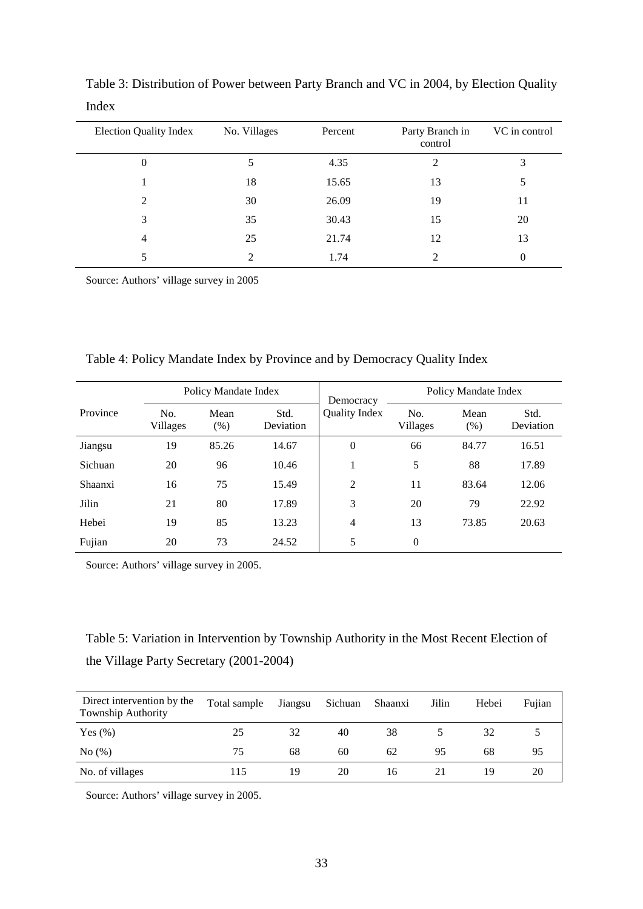Table 3: Distribution of Power between Party Branch and VC in 2004, by Election Quality Index

| Election Quality Index | No. Villages | Percent | Party Branch in control | VC in control |
|---|---|---|---|---|
| 0 | 5 | 4.35 | 2 | 3 |
| 1 | 18 | 15.65 | 13 | 5 |
| 2 | 30 | 26.09 | 19 | 11 |
| 3 | 35 | 30.43 | 15 | 20 |
| 4 | 25 | 21.74 | 12 | 13 |
| 5 | 2 | 1.74 | 2 | 0 |

Source: Authors' village survey in 2005

Table 4: Policy Mandate Index by Province and by Democracy Quality Index

| Province | Policy Mandate Index | | | Democracy Quality Index | Policy Mandate Index | | |
|---|---|---|---|---|---|---|---|
| | No. Villages | Mean (%) | Std. Deviation | | No. Villages | Mean (%) | Std. Deviation |
| Jiangsu | 19 | 85.26 | 14.67 | 0 | 66 | 84.77 | 16.51 |
| Sichuan | 20 | 96 | 10.46 | 1 | 5 | 88 | 17.89 |
| Shaanxi | 16 | 75 | 15.49 | 2 | 11 | 83.64 | 12.06 |
| Jilin | 21 | 80 | 17.89 | 3 | 20 | 79 | 22.92 |
| Hebei | 19 | 85 | 13.23 | 4 | 13 | 73.85 | 20.63 |
| Fujian | 20 | 73 | 24.52 | 5 | 0 | | |

Source: Authors' village survey in 2005.

Table 5: Variation in Intervention by Township Authority in the Most Recent Election of the Village Party Secretary (2001-2004)

| Direct intervention by the Township Authority | Total sample | Jiangsu | Sichuan | Shaanxi | Jilin | Hebei | Fujian |
|---|---|---|---|---|---|---|---|
| Yes (%) | 25 | 32 | 40 | 38 | 5 | 32 | 5 |
| No (%) | 75 | 68 | 60 | 62 | 95 | 68 | 95 |
| No. of villages | 115 | 19 | 20 | 16 | 21 | 19 | 20 |

Source: Authors' village survey in 2005.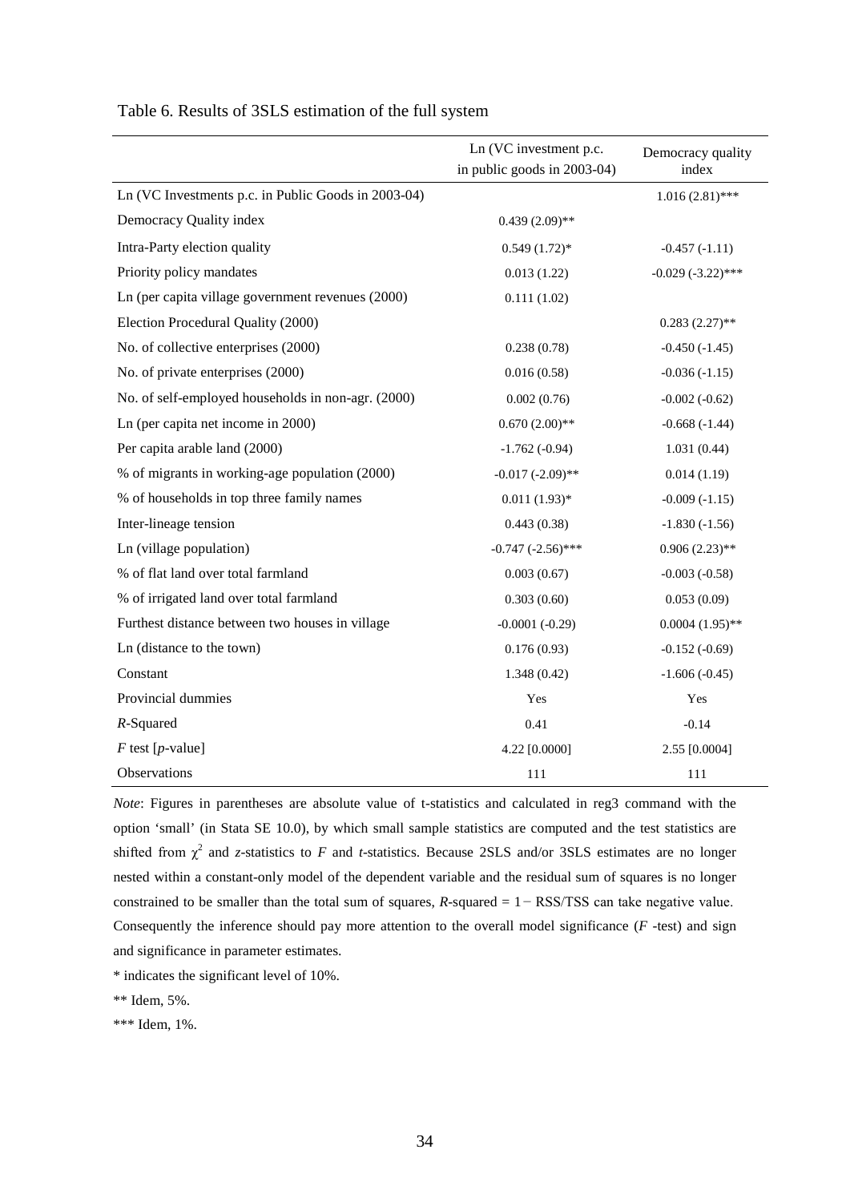Table 6. Results of 3SLS estimation of the full system

| | Ln (VC investment p.c. in public goods in 2003-04) | Democracy quality index |
|---|---|---|
| Ln (VC Investments p.c. in Public Goods in 2003-04) | | 1.016 (2.81)*** |
| Democracy Quality index | 0.439 (2.09)** | |
| Intra-Party election quality | 0.549 (1.72)* | -0.457 (-1.11) |
| Priority policy mandates | 0.013 (1.22) | -0.029 (-3.22)*** |
| Ln (per capita village government revenues (2000) | 0.111 (1.02) | |
| Election Procedural Quality (2000) | | 0.283 (2.27)** |
| No. of collective enterprises (2000) | 0.238 (0.78) | -0.450 (-1.45) |
| No. of private enterprises (2000) | 0.016 (0.58) | -0.036 (-1.15) |
| No. of self-employed households in non-agr. (2000) | 0.002 (0.76) | -0.002 (-0.62) |
| Ln (per capita net income in 2000) | 0.670 (2.00)** | -0.668 (-1.44) |
| Per capita arable land (2000) | -1.762 (-0.94) | 1.031 (0.44) |
| % of migrants in working-age population (2000) | -0.017 (-2.09)** | 0.014 (1.19) |
| % of households in top three family names | 0.011 (1.93)* | -0.009 (-1.15) |
| Inter-lineage tension | 0.443 (0.38) | -1.830 (-1.56) |
| Ln (village population) | -0.747 (-2.56)*** | 0.906 (2.23)** |
| % of flat land over total farmland | 0.003 (0.67) | -0.003 (-0.58) |
| % of irrigated land over total farmland | 0.303 (0.60) | 0.053 (0.09) |
| Furthest distance between two houses in village | -0.0001 (-0.29) | 0.0004 (1.95)** |
| Ln (distance to the town) | 0.176 (0.93) | -0.152 (-0.69) |
| Constant | 1.348 (0.42) | -1.606 (-0.45) |
| Provincial dummies | Yes | Yes |
| *R*-Squared | 0.41 | -0.14 |
| *F* test [*p*-value] | 4.22 [0.0000] | 2.55 [0.0004] |
| Observations | 111 | 111 |

*Note*: Figures in parentheses are absolute value of t-statistics and calculated in reg3 command with the option 'small' (in Stata SE 10.0), by which small sample statistics are computed and the test statistics are shifted from $\chi^2$ and *z*-statistics to *F* and *t*-statistics. Because 2SLS and/or 3SLS estimates are no longer nested within a constant-only model of the dependent variable and the residual sum of squares is no longer constrained to be smaller than the total sum of squares, *R*-squared = 1 − RSS/TSS can take negative value. Consequently the inference should pay more attention to the overall model significance (*F* -test) and sign and significance in parameter estimates.

\* indicates the significant level of 10%.

\*\* Idem, 5%.

\*\*\* Idem, 1%.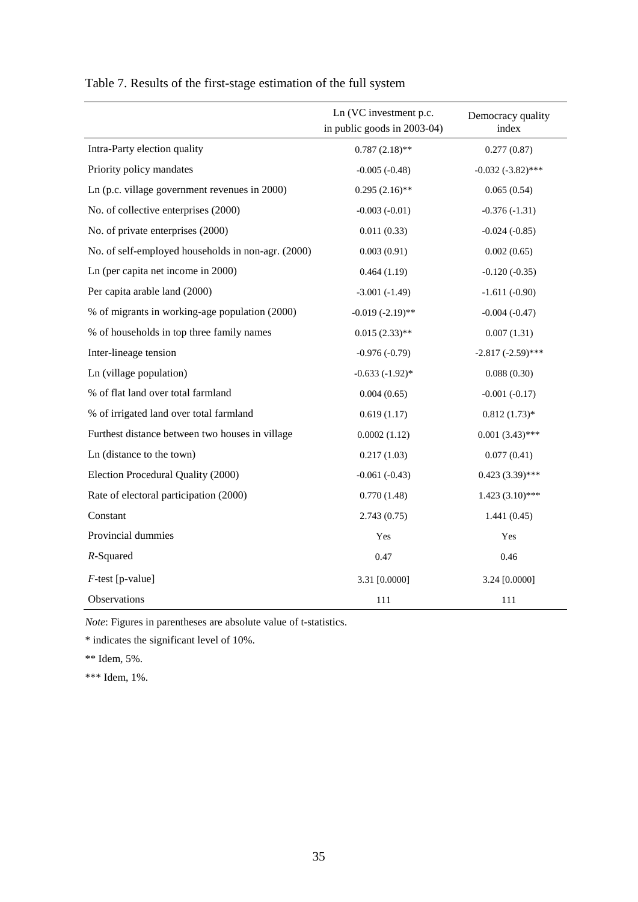Table 7. Results of the first-stage estimation of the full system

| | Ln (VC investment p.c. in public goods in 2003-04) | Democracy quality index |
|---|---|---|
| Intra-Party election quality | 0.787 (2.18)** | 0.277 (0.87) |
| Priority policy mandates | -0.005 (-0.48) | -0.032 (-3.82)*** |
| Ln (p.c. village government revenues in 2000) | 0.295 (2.16)** | 0.065 (0.54) |
| No. of collective enterprises (2000) | -0.003 (-0.01) | -0.376 (-1.31) |
| No. of private enterprises (2000) | 0.011 (0.33) | -0.024 (-0.85) |
| No. of self-employed households in non-agr. (2000) | 0.003 (0.91) | 0.002 (0.65) |
| Ln (per capita net income in 2000) | 0.464 (1.19) | -0.120 (-0.35) |
| Per capita arable land (2000) | -3.001 (-1.49) | -1.611 (-0.90) |
| % of migrants in working-age population (2000) | -0.019 (-2.19)** | -0.004 (-0.47) |
| % of households in top three family names | 0.015 (2.33)** | 0.007 (1.31) |
| Inter-lineage tension | -0.976 (-0.79) | -2.817 (-2.59)*** |
| Ln (village population) | -0.633 (-1.92)* | 0.088 (0.30) |
| % of flat land over total farmland | 0.004 (0.65) | -0.001 (-0.17) |
| % of irrigated land over total farmland | 0.619 (1.17) | 0.812 (1.73)* |
| Furthest distance between two houses in village | 0.0002 (1.12) | 0.001 (3.43)*** |
| Ln (distance to the town) | 0.217 (1.03) | 0.077 (0.41) |
| Election Procedural Quality (2000) | -0.061 (-0.43) | 0.423 (3.39)*** |
| Rate of electoral participation (2000) | 0.770 (1.48) | 1.423 (3.10)*** |
| Constant | 2.743 (0.75) | 1.441 (0.45) |
| Provincial dummies | Yes | Yes |
| *R*-Squared | 0.47 | 0.46 |
| *F*-test [p-value] | 3.31 [0.0000] | 3.24 [0.0000] |
| Observations | 111 | 111 |

*Note*: Figures in parentheses are absolute value of t-statistics.

* indicates the significant level of 10%.

** Idem, 5%.

*** Idem, 1%.